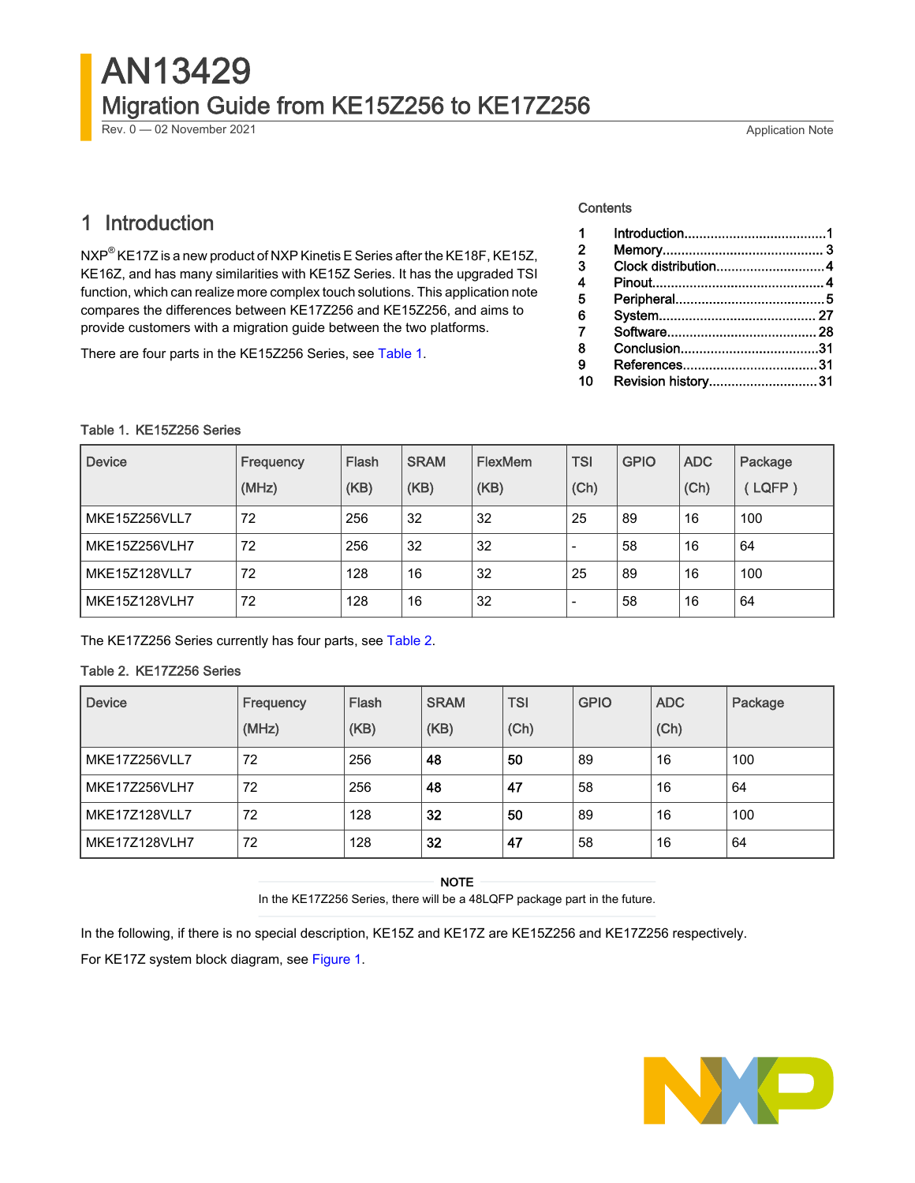# AN13429

## Migration Guide from KE15Z256 to KE17Z256

Rev. 0 — 02 November 2021

Application Note

Contents

| | | |
|---|---|---|
| 1 | Introduction | 1 |
| 2 | Memory | 3 |
| 3 | Clock distribution | 4 |
| 4 | Pinout | 4 |
| 5 | Peripheral | 5 |
| 6 | System | 27 |
| 7 | Software | 28 |
| 8 | Conclusion | 31 |
| 9 | References | 31 |
| 10 | Revision history | 31 |

## 1 Introduction

NXP® KE17Z is a new product of NXP Kinetis E Series after the KE18F, KE15Z, KE16Z, and has many similarities with KE15Z Series. It has the upgraded TSI function, which can realize more complex touch solutions. This application note compares the differences between KE17Z256 and KE15Z256, and aims to provide customers with a migration guide between the two platforms.

There are four parts in the KE15Z256 Series, see Table 1.

Table 1. KE15Z256 Series

| Device | Frequency (MHz) | Flash (KB) | SRAM (KB) | FlexMem (KB) | TSI (Ch) | GPIO | ADC (Ch) | Package ( LQFP ) |
|---|---|---|---|---|---|---|---|---|
| MKE15Z256VLL7 | 72 | 256 | 32 | 32 | 25 | 89 | 16 | 100 |
| MKE15Z256VLH7 | 72 | 256 | 32 | 32 | - | 58 | 16 | 64 |
| MKE15Z128VLL7 | 72 | 128 | 16 | 32 | 25 | 89 | 16 | 100 |
| MKE15Z128VLH7 | 72 | 128 | 16 | 32 | - | 58 | 16 | 64 |

The KE17Z256 Series currently has four parts, see Table 2.

Table 2. KE17Z256 Series

| Device | Frequency (MHz) | Flash (KB) | SRAM (KB) | TSI (Ch) | GPIO | ADC (Ch) | Package |
|---|---|---|---|---|---|---|---|
| MKE17Z256VLL7 | 72 | 256 | **48** | **50** | 89 | 16 | 100 |
| MKE17Z256VLH7 | 72 | 256 | **48** | **47** | 58 | 16 | 64 |
| MKE17Z128VLL7 | 72 | 128 | **32** | **50** | 89 | 16 | 100 |
| MKE17Z128VLH7 | 72 | 128 | **32** | **47** | 58 | 16 | 64 |

**NOTE**

In the KE17Z256 Series, there will be a 48LQFP package part in the future.

In the following, if there is no special description, KE15Z and KE17Z are KE15Z256 and KE17Z256 respectively.

For KE17Z system block diagram, see Figure 1.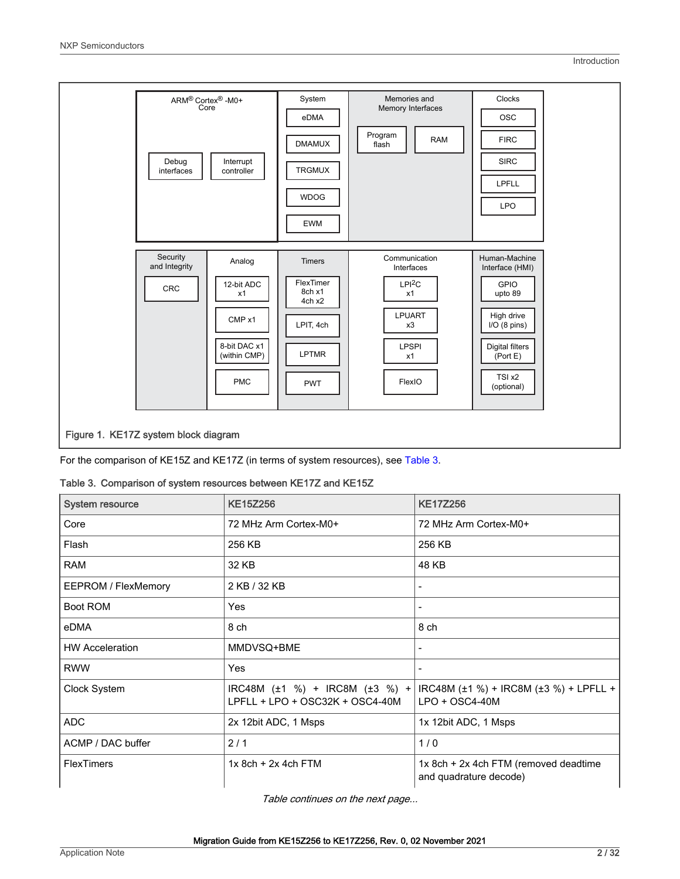Figure 1. KE17Z system block diagram

For the comparison of KE15Z and KE17Z (in terms of system resources), see Table 3.

Table 3. Comparison of system resources between KE17Z and KE15Z

| System resource | KE15Z256 | KE17Z256 |
|---|---|---|
| Core | 72 MHz Arm Cortex-M0+ | 72 MHz Arm Cortex-M0+ |
| Flash | 256 KB | 256 KB |
| RAM | 32 KB | 48 KB |
| EEPROM / FlexMemory | 2 KB / 32 KB | - |
| Boot ROM | Yes | - |
| eDMA | 8 ch | 8 ch |
| HW Acceleration | MMDVSQ+BME | - |
| RWW | Yes | - |
| Clock System | IRC48M (±1 %) + IRC8M (±3 %) + LPFLL + LPO + OSC32K + OSC4-40M | IRC48M (±1 %) + IRC8M (±3 %) + LPFLL + LPO + OSC4-40M |
| ADC | 2x 12bit ADC, 1 Msps | 1x 12bit ADC, 1 Msps |
| ACMP / DAC buffer | 2 / 1 | 1 / 0 |
| FlexTimers | 1x 8ch + 2x 4ch FTM | 1x 8ch + 2x 4ch FTM (removed deadtime and quadrature decode) |

*Table continues on the next page...*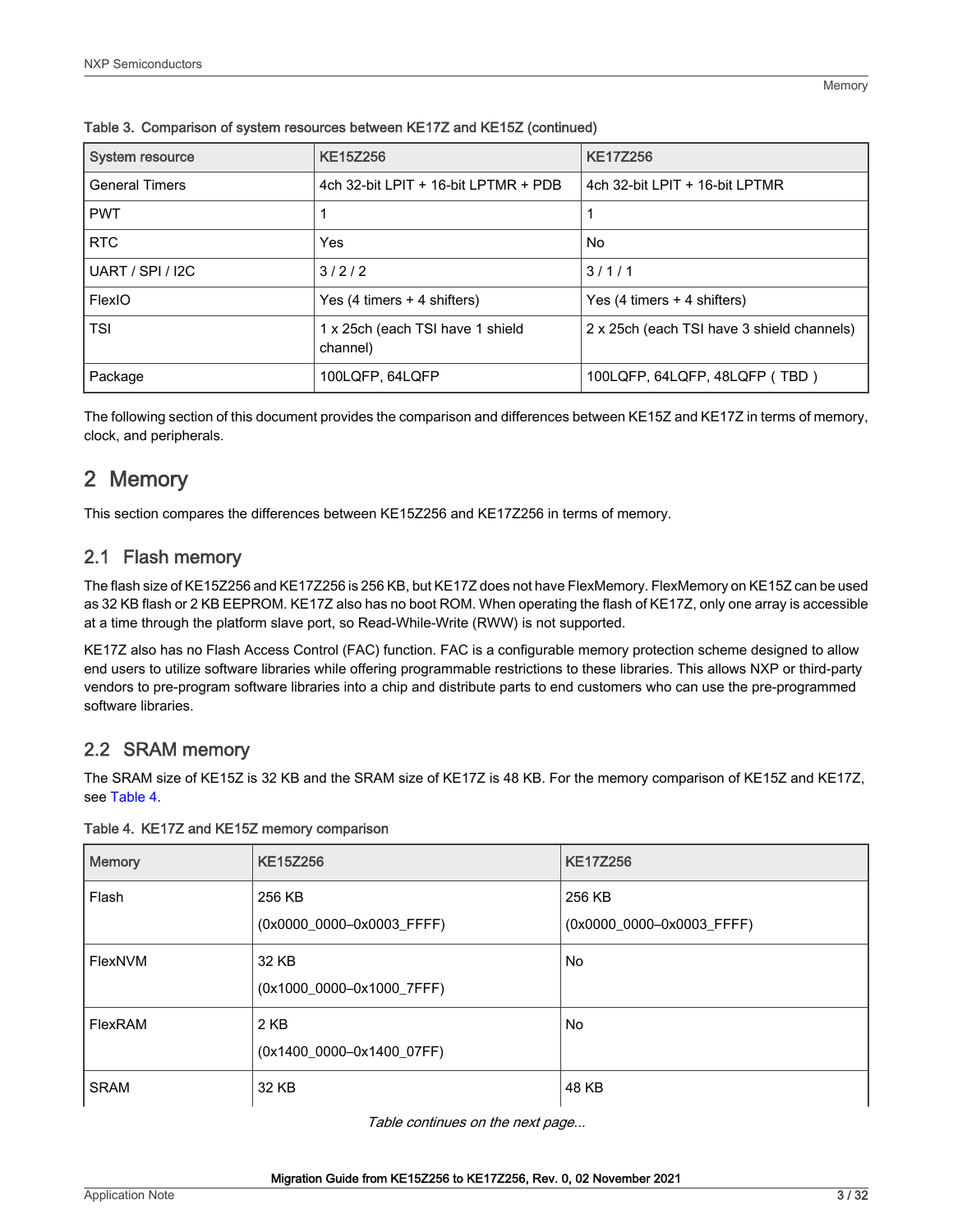Table 3. Comparison of system resources between KE17Z and KE15Z (continued)

| System resource | KE15Z256 | KE17Z256 |
|---|---|---|
| General Timers | 4ch 32-bit LPIT + 16-bit LPTMR + PDB | 4ch 32-bit LPIT + 16-bit LPTMR |
| PWT | 1 | 1 |
| RTC | Yes | No |
| UART / SPI / I2C | 3 / 2 / 2 | 3 / 1 / 1 |
| FlexIO | Yes (4 timers + 4 shifters) | Yes (4 timers + 4 shifters) |
| TSI | 1 x 25ch (each TSI have 1 shield channel) | 2 x 25ch (each TSI have 3 shield channels) |
| Package | 100LQFP, 64LQFP | 100LQFP, 64LQFP, 48LQFP ( TBD ) |

The following section of this document provides the comparison and differences between KE15Z and KE17Z in terms of memory, clock, and peripherals.

## 2 Memory

This section compares the differences between KE15Z256 and KE17Z256 in terms of memory.

### 2.1 Flash memory

The flash size of KE15Z256 and KE17Z256 is 256 KB, but KE17Z does not have FlexMemory. FlexMemory on KE15Z can be used as 32 KB flash or 2 KB EEPROM. KE17Z also has no boot ROM. When operating the flash of KE17Z, only one array is accessible at a time through the platform slave port, so Read-While-Write (RWW) is not supported.

KE17Z also has no Flash Access Control (FAC) function. FAC is a configurable memory protection scheme designed to allow end users to utilize software libraries while offering programmable restrictions to these libraries. This allows NXP or third-party vendors to pre-program software libraries into a chip and distribute parts to end customers who can use the pre-programmed software libraries.

### 2.2 SRAM memory

The SRAM size of KE15Z is 32 KB and the SRAM size of KE17Z is 48 KB. For the memory comparison of KE15Z and KE17Z, see Table 4.

Table 4. KE17Z and KE15Z memory comparison

| Memory | KE15Z256 | KE17Z256 |
|---|---|---|
| Flash | 256 KB (0x0000_0000–0x0003_FFFF) | 256 KB (0x0000_0000–0x0003_FFFF) |
| FlexNVM | 32 KB (0x1000_0000–0x1000_7FFF) | No |
| FlexRAM | 2 KB (0x1400_0000–0x1400_07FF) | No |
| SRAM | 32 KB | 48 KB |

*Table continues on the next page...*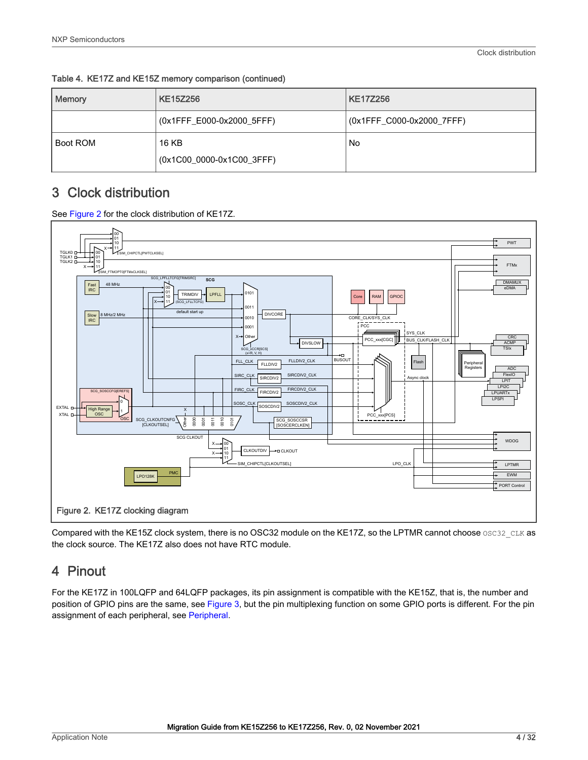Table 4. KE17Z and KE15Z memory comparison (continued)

| Memory | KE15Z256 | KE17Z256 |
|---|---|---|
| | (0x1FFF_E000-0x2000_5FFF) | (0x1FFF_C000-0x2000_7FFF) |
| Boot ROM | 16 KB<br>(0x1C00_0000-0x1C00_3FFF) | No |

## 3 Clock distribution

See Figure 2 for the clock distribution of KE17Z.

Figure 2. KE17Z clocking diagram

Compared with the KE15Z clock system, there is no OSC32 module on the KE17Z, so the LPTMR cannot choose `OSC32_CLK` as the clock source. The KE17Z also does not have RTC module.

## 4 Pinout

For the KE17Z in 100LQFP and 64LQFP packages, its pin assignment is compatible with the KE15Z, that is, the number and position of GPIO pins are the same, see Figure 3, but the pin multiplexing function on some GPIO ports is different. For the pin assignment of each peripheral, see Peripheral.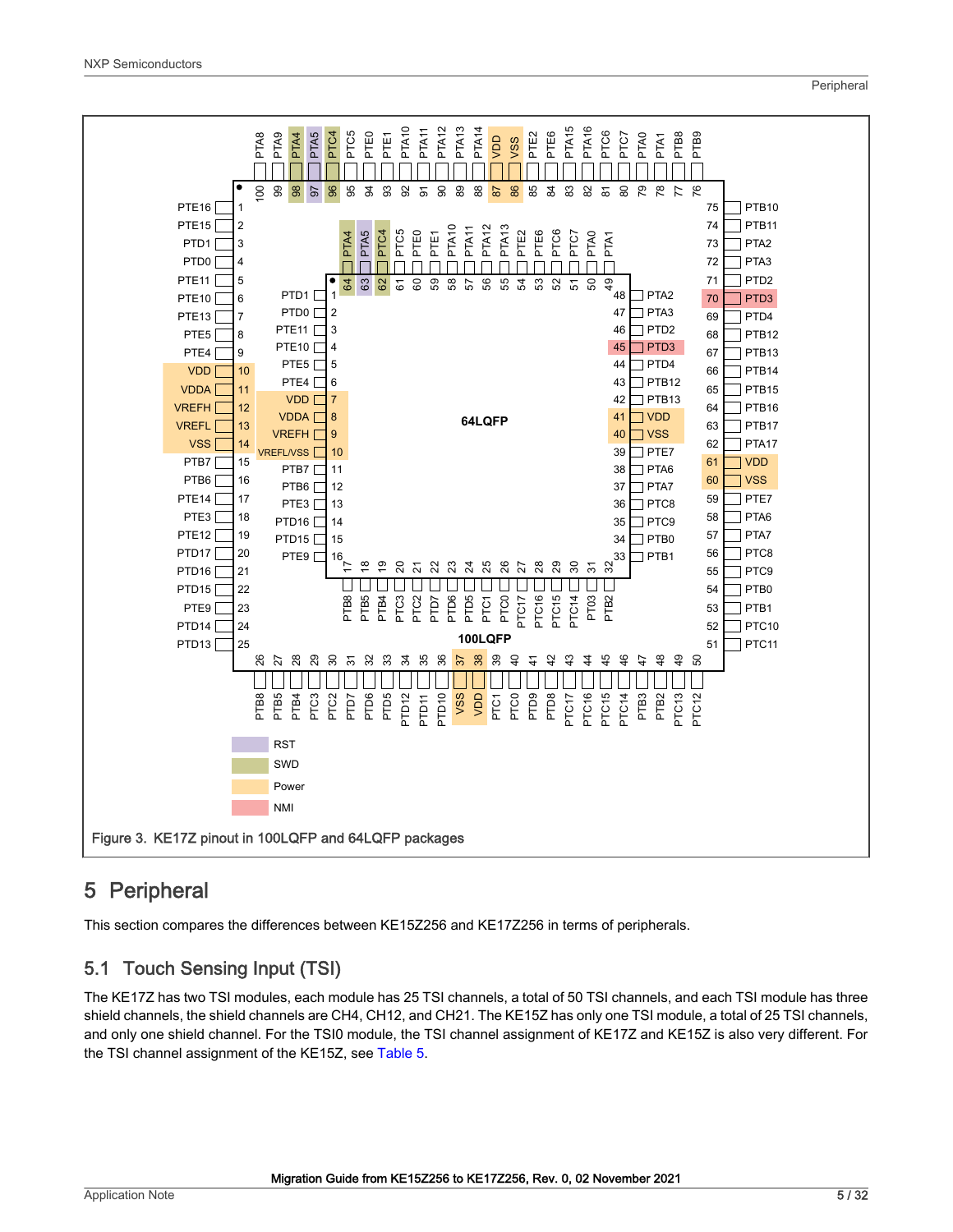Figure 3. KE17Z pinout in 100LQFP and 64LQFP packages

## 5 Peripheral

This section compares the differences between KE15Z256 and KE17Z256 in terms of peripherals.

### 5.1 Touch Sensing Input (TSI)

The KE17Z has two TSI modules, each module has 25 TSI channels, a total of 50 TSI channels, and each TSI module has three shield channels, the shield channels are CH4, CH12, and CH21. The KE15Z has only one TSI module, a total of 25 TSI channels, and only one shield channel. For the TSI0 module, the TSI channel assignment of KE17Z and KE15Z is also very different. For the TSI channel assignment of the KE15Z, see Table 5.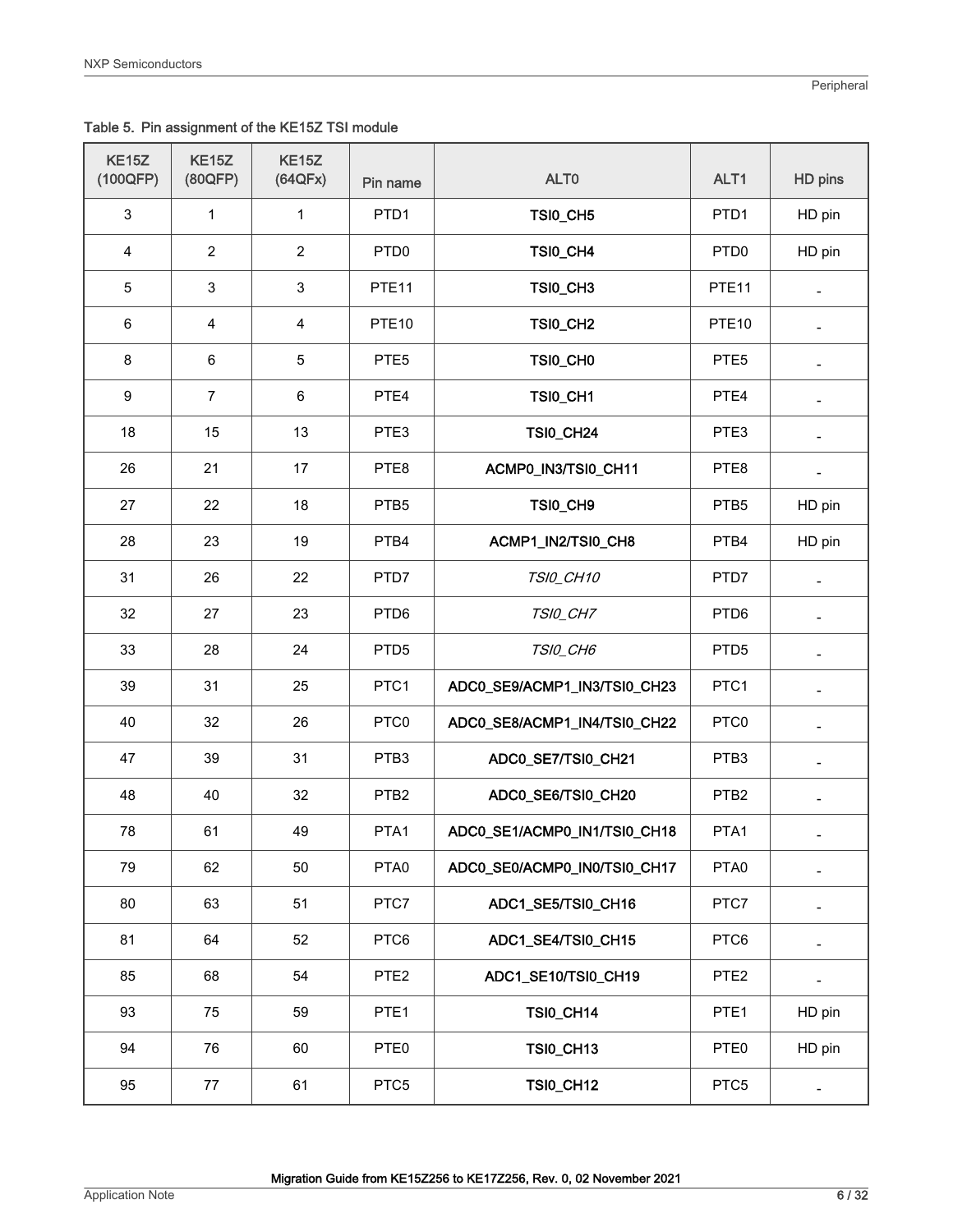Table 5. Pin assignment of the KE15Z TSI module

| KE15Z (100QFP) | KE15Z (80QFP) | KE15Z (64QFx) | Pin name | ALT0 | ALT1 | HD pins |
|---|---|---|---|---|---|---|
| 3 | 1 | 1 | PTD1 | TSI0_CH5 | PTD1 | HD pin |
| 4 | 2 | 2 | PTD0 | TSI0_CH4 | PTD0 | HD pin |
| 5 | 3 | 3 | PTE11 | TSI0_CH3 | PTE11 | - |
| 6 | 4 | 4 | PTE10 | TSI0_CH2 | PTE10 | - |
| 8 | 6 | 5 | PTE5 | TSI0_CH0 | PTE5 | - |
| 9 | 7 | 6 | PTE4 | TSI0_CH1 | PTE4 | - |
| 18 | 15 | 13 | PTE3 | TSI0_CH24 | PTE3 | - |
| 26 | 21 | 17 | PTE8 | ACMP0_IN3/TSI0_CH11 | PTE8 | - |
| 27 | 22 | 18 | PTB5 | TSI0_CH9 | PTB5 | HD pin |
| 28 | 23 | 19 | PTB4 | ACMP1_IN2/TSI0_CH8 | PTB4 | HD pin |
| 31 | 26 | 22 | PTD7 | *TSI0_CH10* | PTD7 | - |
| 32 | 27 | 23 | PTD6 | *TSI0_CH7* | PTD6 | - |
| 33 | 28 | 24 | PTD5 | *TSI0_CH6* | PTD5 | - |
| 39 | 31 | 25 | PTC1 | ADC0_SE9/ACMP1_IN3/TSI0_CH23 | PTC1 | - |
| 40 | 32 | 26 | PTC0 | ADC0_SE8/ACMP1_IN4/TSI0_CH22 | PTC0 | - |
| 47 | 39 | 31 | PTB3 | ADC0_SE7/TSI0_CH21 | PTB3 | - |
| 48 | 40 | 32 | PTB2 | ADC0_SE6/TSI0_CH20 | PTB2 | - |
| 78 | 61 | 49 | PTA1 | ADC0_SE1/ACMP0_IN1/TSI0_CH18 | PTA1 | - |
| 79 | 62 | 50 | PTA0 | ADC0_SE0/ACMP0_IN0/TSI0_CH17 | PTA0 | - |
| 80 | 63 | 51 | PTC7 | ADC1_SE5/TSI0_CH16 | PTC7 | - |
| 81 | 64 | 52 | PTC6 | ADC1_SE4/TSI0_CH15 | PTC6 | - |
| 85 | 68 | 54 | PTE2 | ADC1_SE10/TSI0_CH19 | PTE2 | - |
| 93 | 75 | 59 | PTE1 | TSI0_CH14 | PTE1 | HD pin |
| 94 | 76 | 60 | PTE0 | TSI0_CH13 | PTE0 | HD pin |
| 95 | 77 | 61 | PTC5 | TSI0_CH12 | PTC5 | - |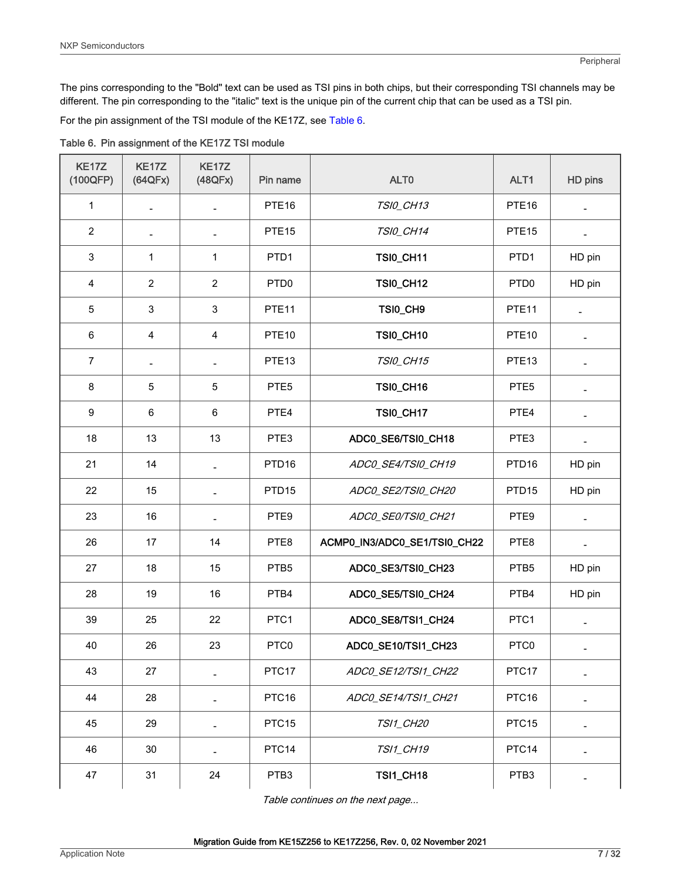The pins corresponding to the "Bold" text can be used as TSI pins in both chips, but their corresponding TSI channels may be different. The pin corresponding to the "italic" text is the unique pin of the current chip that can be used as a TSI pin.

For the pin assignment of the TSI module of the KE17Z, see Table 6.

Table 6. Pin assignment of the KE17Z TSI module

| KE17Z (100QFP) | KE17Z (64QFx) | KE17Z (48QFx) | Pin name | ALT0 | ALT1 | HD pins |
|---|---|---|---|---|---|---|
| 1 | - | - | PTE16 | *TSI0_CH13* | PTE16 | - |
| 2 | - | - | PTE15 | *TSI0_CH14* | PTE15 | - |
| 3 | 1 | 1 | PTD1 | **TSI0_CH11** | PTD1 | HD pin |
| 4 | 2 | 2 | PTD0 | **TSI0_CH12** | PTD0 | HD pin |
| 5 | 3 | 3 | PTE11 | **TSI0_CH9** | PTE11 | - |
| 6 | 4 | 4 | PTE10 | **TSI0_CH10** | PTE10 | - |
| 7 | - | - | PTE13 | *TSI0_CH15* | PTE13 | - |
| 8 | 5 | 5 | PTE5 | **TSI0_CH16** | PTE5 | - |
| 9 | 6 | 6 | PTE4 | **TSI0_CH17** | PTE4 | - |
| 18 | 13 | 13 | PTE3 | **ADC0_SE6/TSI0_CH18** | PTE3 | - |
| 21 | 14 | - | PTD16 | *ADC0_SE4/TSI0_CH19* | PTD16 | HD pin |
| 22 | 15 | - | PTD15 | *ADC0_SE2/TSI0_CH20* | PTD15 | HD pin |
| 23 | 16 | - | PTE9 | *ADC0_SE0/TSI0_CH21* | PTE9 | - |
| 26 | 17 | 14 | PTE8 | **ACMP0_IN3/ADC0_SE1/TSI0_CH22** | PTE8 | - |
| 27 | 18 | 15 | PTB5 | **ADC0_SE3/TSI0_CH23** | PTB5 | HD pin |
| 28 | 19 | 16 | PTB4 | **ADC0_SE5/TSI0_CH24** | PTB4 | HD pin |
| 39 | 25 | 22 | PTC1 | **ADC0_SE8/TSI1_CH24** | PTC1 | - |
| 40 | 26 | 23 | PTC0 | **ADC0_SE10/TSI1_CH23** | PTC0 | - |
| 43 | 27 | - | PTC17 | *ADC0_SE12/TSI1_CH22* | PTC17 | - |
| 44 | 28 | - | PTC16 | *ADC0_SE14/TSI1_CH21* | PTC16 | - |
| 45 | 29 | - | PTC15 | *TSI1_CH20* | PTC15 | - |
| 46 | 30 | - | PTC14 | *TSI1_CH19* | PTC14 | - |
| 47 | 31 | 24 | PTB3 | **TSI1_CH18** | PTB3 | - |

*Table continues on the next page...*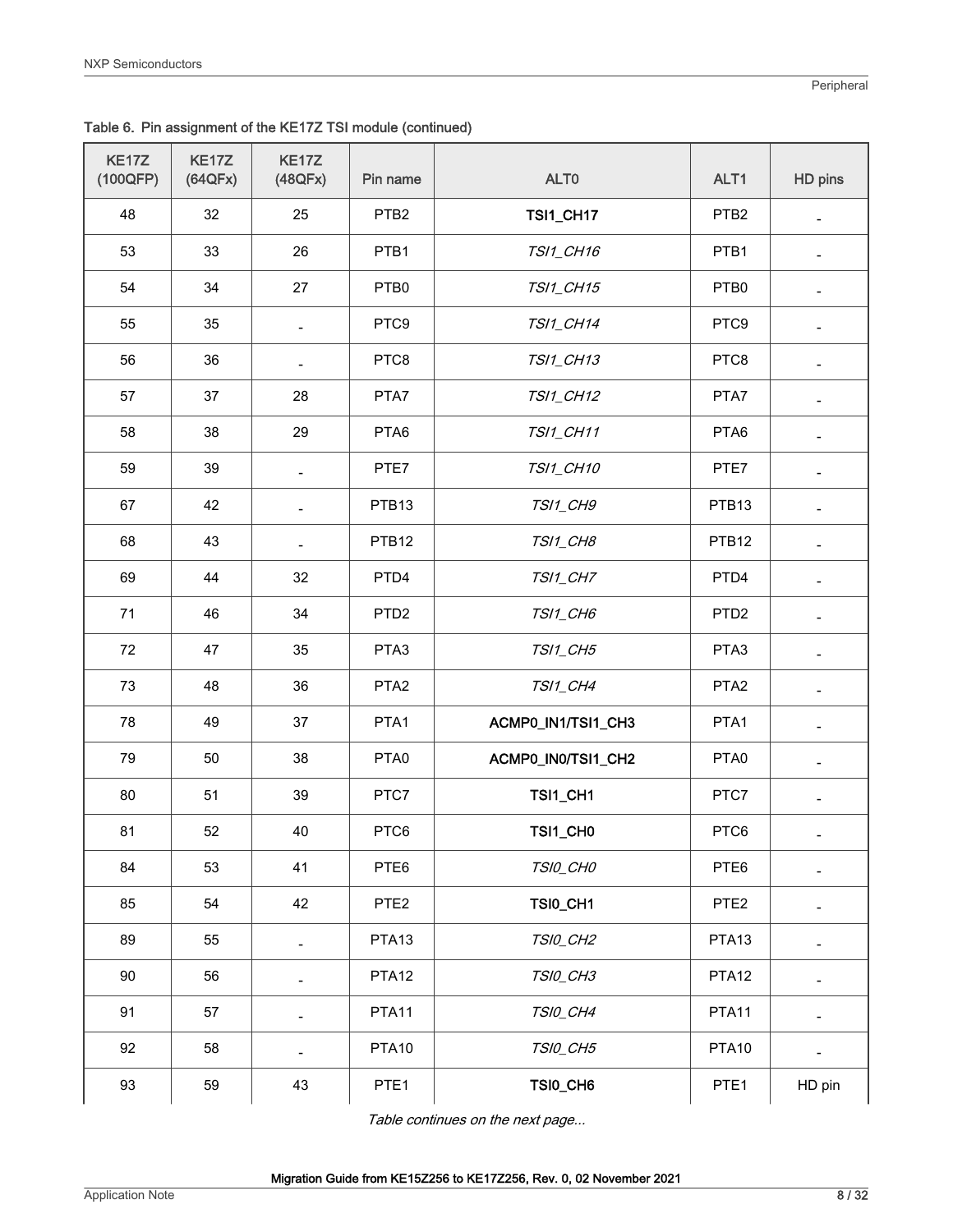Table 6. Pin assignment of the KE17Z TSI module (continued)

| KE17Z (100QFP) | KE17Z (64QFx) | KE17Z (48QFx) | Pin name | ALT0 | ALT1 | HD pins |
|---|---|---|---|---|---|---|
| 48 | 32 | 25 | PTB2 | **TSI1_CH17** | PTB2 | - |
| 53 | 33 | 26 | PTB1 | *TSI1_CH16* | PTB1 | - |
| 54 | 34 | 27 | PTB0 | *TSI1_CH15* | PTB0 | - |
| 55 | 35 | - | PTC9 | *TSI1_CH14* | PTC9 | - |
| 56 | 36 | - | PTC8 | *TSI1_CH13* | PTC8 | - |
| 57 | 37 | 28 | PTA7 | *TSI1_CH12* | PTA7 | - |
| 58 | 38 | 29 | PTA6 | *TSI1_CH11* | PTA6 | - |
| 59 | 39 | - | PTE7 | *TSI1_CH10* | PTE7 | - |
| 67 | 42 | - | PTB13 | *TSI1_CH9* | PTB13 | - |
| 68 | 43 | - | PTB12 | *TSI1_CH8* | PTB12 | - |
| 69 | 44 | 32 | PTD4 | *TSI1_CH7* | PTD4 | - |
| 71 | 46 | 34 | PTD2 | *TSI1_CH6* | PTD2 | - |
| 72 | 47 | 35 | PTA3 | *TSI1_CH5* | PTA3 | - |
| 73 | 48 | 36 | PTA2 | *TSI1_CH4* | PTA2 | - |
| 78 | 49 | 37 | PTA1 | **ACMP0_IN1/TSI1_CH3** | PTA1 | - |
| 79 | 50 | 38 | PTA0 | **ACMP0_IN0/TSI1_CH2** | PTA0 | - |
| 80 | 51 | 39 | PTC7 | **TSI1_CH1** | PTC7 | - |
| 81 | 52 | 40 | PTC6 | **TSI1_CH0** | PTC6 | - |
| 84 | 53 | 41 | PTE6 | *TSI0_CH0* | PTE6 | - |
| 85 | 54 | 42 | PTE2 | **TSI0_CH1** | PTE2 | - |
| 89 | 55 | - | PTA13 | *TSI0_CH2* | PTA13 | - |
| 90 | 56 | - | PTA12 | *TSI0_CH3* | PTA12 | - |
| 91 | 57 | - | PTA11 | *TSI0_CH4* | PTA11 | - |
| 92 | 58 | - | PTA10 | *TSI0_CH5* | PTA10 | - |
| 93 | 59 | 43 | PTE1 | **TSI0_CH6** | PTE1 | HD pin |

*Table continues on the next page...*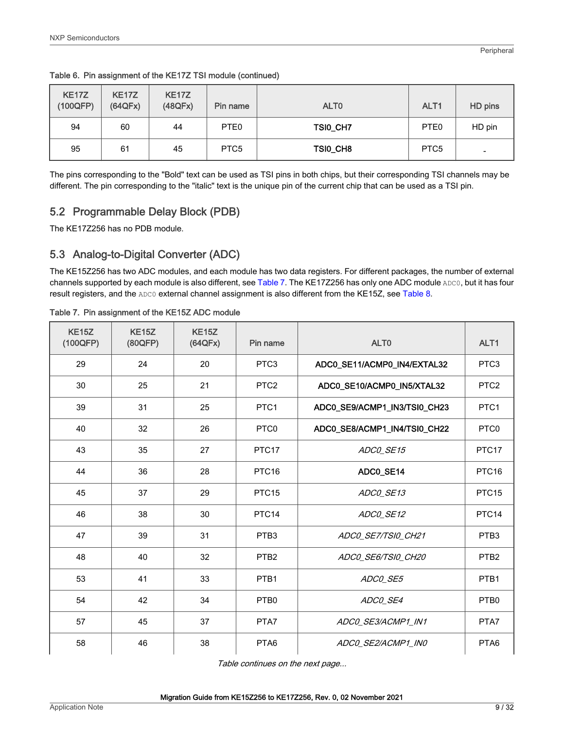Table 6. Pin assignment of the KE17Z TSI module (continued)

| KE17Z (100QFP) | KE17Z (64QFx) | KE17Z (48QFx) | Pin name | ALT0 | ALT1 | HD pins |
|---|---|---|---|---|---|---|
| 94 | 60 | 44 | PTE0 | **TSI0_CH7** | PTE0 | HD pin |
| 95 | 61 | 45 | PTC5 | **TSI0_CH8** | PTC5 | - |

The pins corresponding to the "Bold" text can be used as TSI pins in both chips, but their corresponding TSI channels may be different. The pin corresponding to the "italic" text is the unique pin of the current chip that can be used as a TSI pin.

## 5.2 Programmable Delay Block (PDB)

The KE17Z256 has no PDB module.

## 5.3 Analog-to-Digital Converter (ADC)

The KE15Z256 has two ADC modules, and each module has two data registers. For different packages, the number of external channels supported by each module is also different, see Table 7. The KE17Z256 has only one ADC module `ADC0`, but it has four result registers, and the `ADC0` external channel assignment is also different from the KE15Z, see Table 8.

Table 7. Pin assignment of the KE15Z ADC module

| KE15Z (100QFP) | KE15Z (80QFP) | KE15Z (64QFx) | Pin name | ALT0 | ALT1 |
|---|---|---|---|---|---|
| 29 | 24 | 20 | PTC3 | **ADC0_SE11/ACMP0_IN4/EXTAL32** | PTC3 |
| 30 | 25 | 21 | PTC2 | **ADC0_SE10/ACMP0_IN5/XTAL32** | PTC2 |
| 39 | 31 | 25 | PTC1 | **ADC0_SE9/ACMP1_IN3/TSI0_CH23** | PTC1 |
| 40 | 32 | 26 | PTC0 | **ADC0_SE8/ACMP1_IN4/TSI0_CH22** | PTC0 |
| 43 | 35 | 27 | PTC17 | *ADC0_SE15* | PTC17 |
| 44 | 36 | 28 | PTC16 | **ADC0_SE14** | PTC16 |
| 45 | 37 | 29 | PTC15 | *ADC0_SE13* | PTC15 |
| 46 | 38 | 30 | PTC14 | *ADC0_SE12* | PTC14 |
| 47 | 39 | 31 | PTB3 | *ADC0_SE7/TSI0_CH21* | PTB3 |
| 48 | 40 | 32 | PTB2 | *ADC0_SE6/TSI0_CH20* | PTB2 |
| 53 | 41 | 33 | PTB1 | *ADC0_SE5* | PTB1 |
| 54 | 42 | 34 | PTB0 | *ADC0_SE4* | PTB0 |
| 57 | 45 | 37 | PTA7 | *ADC0_SE3/ACMP1_IN1* | PTA7 |
| 58 | 46 | 38 | PTA6 | *ADC0_SE2/ACMP1_IN0* | PTA6 |

*Table continues on the next page...*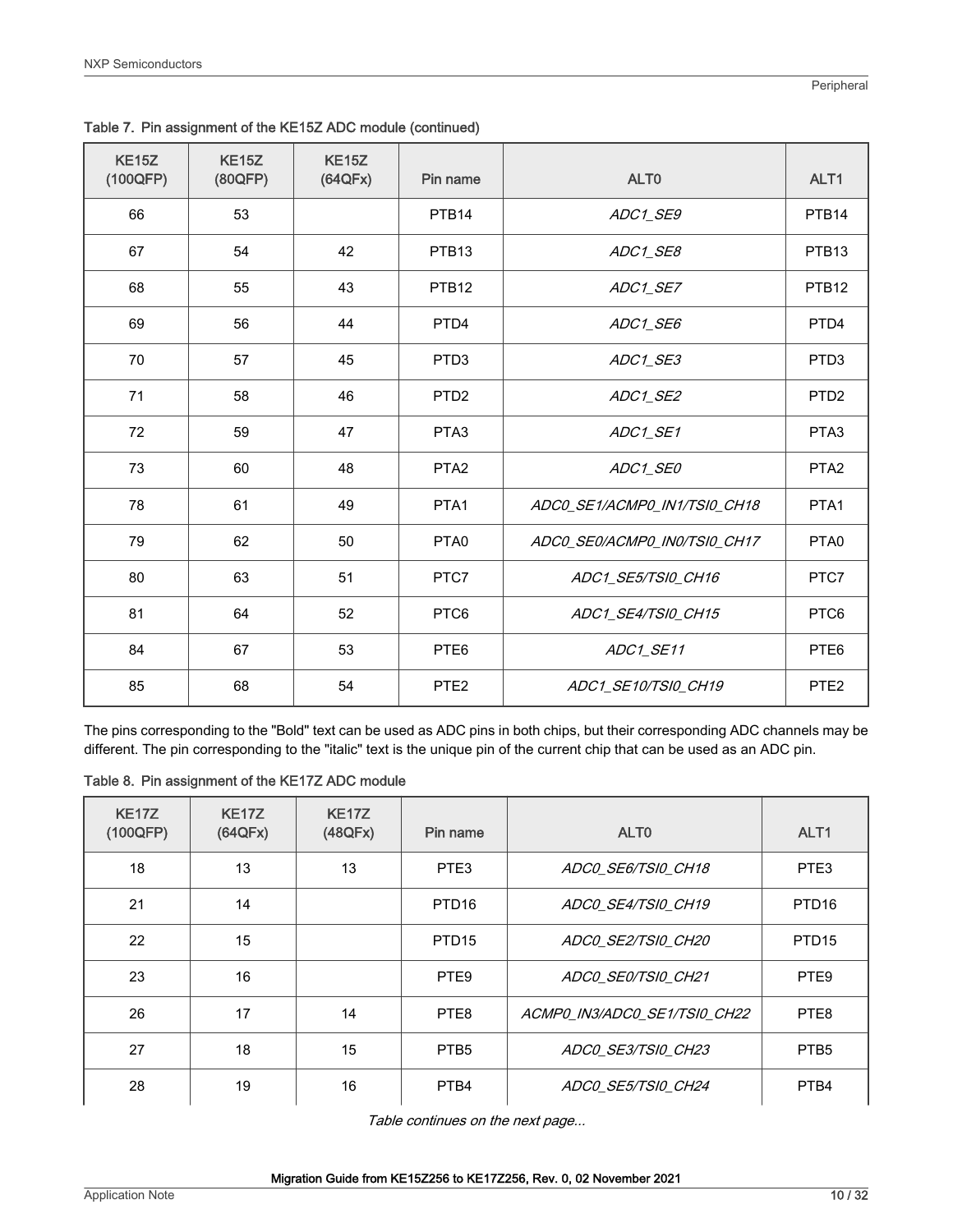Table 7. Pin assignment of the KE15Z ADC module (continued)

| KE15Z (100QFP) | KE15Z (80QFP) | KE15Z (64QFx) | Pin name | ALT0 | ALT1 |
|---|---|---|---|---|---|
| 66 | 53 | | PTB14 | *ADC1_SE9* | PTB14 |
| 67 | 54 | 42 | PTB13 | *ADC1_SE8* | PTB13 |
| 68 | 55 | 43 | PTB12 | *ADC1_SE7* | PTB12 |
| 69 | 56 | 44 | PTD4 | *ADC1_SE6* | PTD4 |
| 70 | 57 | 45 | PTD3 | *ADC1_SE3* | PTD3 |
| 71 | 58 | 46 | PTD2 | *ADC1_SE2* | PTD2 |
| 72 | 59 | 47 | PTA3 | *ADC1_SE1* | PTA3 |
| 73 | 60 | 48 | PTA2 | *ADC1_SE0* | PTA2 |
| 78 | 61 | 49 | PTA1 | *ADC0_SE1/ACMP0_IN1/TSI0_CH18* | PTA1 |
| 79 | 62 | 50 | PTA0 | *ADC0_SE0/ACMP0_IN0/TSI0_CH17* | PTA0 |
| 80 | 63 | 51 | PTC7 | *ADC1_SE5/TSI0_CH16* | PTC7 |
| 81 | 64 | 52 | PTC6 | *ADC1_SE4/TSI0_CH15* | PTC6 |
| 84 | 67 | 53 | PTE6 | *ADC1_SE11* | PTE6 |
| 85 | 68 | 54 | PTE2 | *ADC1_SE10/TSI0_CH19* | PTE2 |

The pins corresponding to the "Bold" text can be used as ADC pins in both chips, but their corresponding ADC channels may be different. The pin corresponding to the "italic" text is the unique pin of the current chip that can be used as an ADC pin.

Table 8. Pin assignment of the KE17Z ADC module

| KE17Z (100QFP) | KE17Z (64QFx) | KE17Z (48QFx) | Pin name | ALT0 | ALT1 |
|---|---|---|---|---|---|
| 18 | 13 | 13 | PTE3 | *ADC0_SE6/TSI0_CH18* | PTE3 |
| 21 | 14 | | PTD16 | *ADC0_SE4/TSI0_CH19* | PTD16 |
| 22 | 15 | | PTD15 | *ADC0_SE2/TSI0_CH20* | PTD15 |
| 23 | 16 | | PTE9 | *ADC0_SE0/TSI0_CH21* | PTE9 |
| 26 | 17 | 14 | PTE8 | *ACMP0_IN3/ADC0_SE1/TSI0_CH22* | PTE8 |
| 27 | 18 | 15 | PTB5 | *ADC0_SE3/TSI0_CH23* | PTB5 |
| 28 | 19 | 16 | PTB4 | *ADC0_SE5/TSI0_CH24* | PTB4 |

*Table continues on the next page...*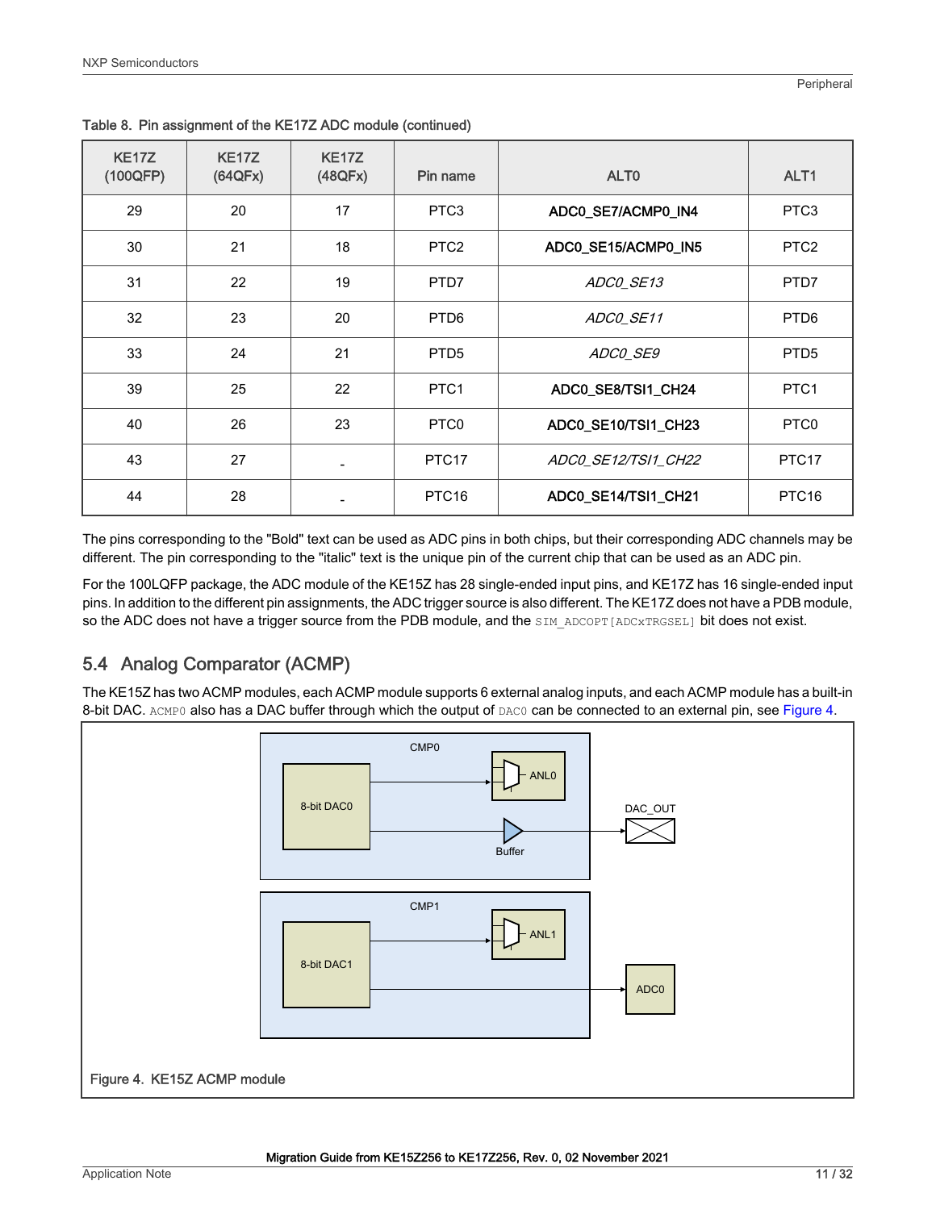Table 8. Pin assignment of the KE17Z ADC module (continued)

| KE17Z (100QFP) | KE17Z (64QFx) | KE17Z (48QFx) | Pin name | ALT0 | ALT1 |
|---|---|---|---|---|---|
| 29 | 20 | 17 | PTC3 | **ADC0_SE7/ACMP0_IN4** | PTC3 |
| 30 | 21 | 18 | PTC2 | **ADC0_SE15/ACMP0_IN5** | PTC2 |
| 31 | 22 | 19 | PTD7 | *ADC0_SE13* | PTD7 |
| 32 | 23 | 20 | PTD6 | *ADC0_SE11* | PTD6 |
| 33 | 24 | 21 | PTD5 | *ADC0_SE9* | PTD5 |
| 39 | 25 | 22 | PTC1 | **ADC0_SE8/TSI1_CH24** | PTC1 |
| 40 | 26 | 23 | PTC0 | **ADC0_SE10/TSI1_CH23** | PTC0 |
| 43 | 27 | - | PTC17 | *ADC0_SE12/TSI1_CH22* | PTC17 |
| 44 | 28 | - | PTC16 | **ADC0_SE14/TSI1_CH21** | PTC16 |

The pins corresponding to the "Bold" text can be used as ADC pins in both chips, but their corresponding ADC channels may be different. The pin corresponding to the "italic" text is the unique pin of the current chip that can be used as an ADC pin.

For the 100LQFP package, the ADC module of the KE15Z has 28 single-ended input pins, and KE17Z has 16 single-ended input pins. In addition to the different pin assignments, the ADC trigger source is also different. The KE17Z does not have a PDB module, so the ADC does not have a trigger source from the PDB module, and the `SIM_ADCOPT[ADCxTRGSEL]` bit does not exist.

## 5.4 Analog Comparator (ACMP)

The KE15Z has two ACMP modules, each ACMP module supports 6 external analog inputs, and each ACMP module has a built-in 8-bit DAC. `ACMP0` also has a DAC buffer through which the output of `DAC0` can be connected to an external pin, see Figure 4.

Figure 4. KE15Z ACMP module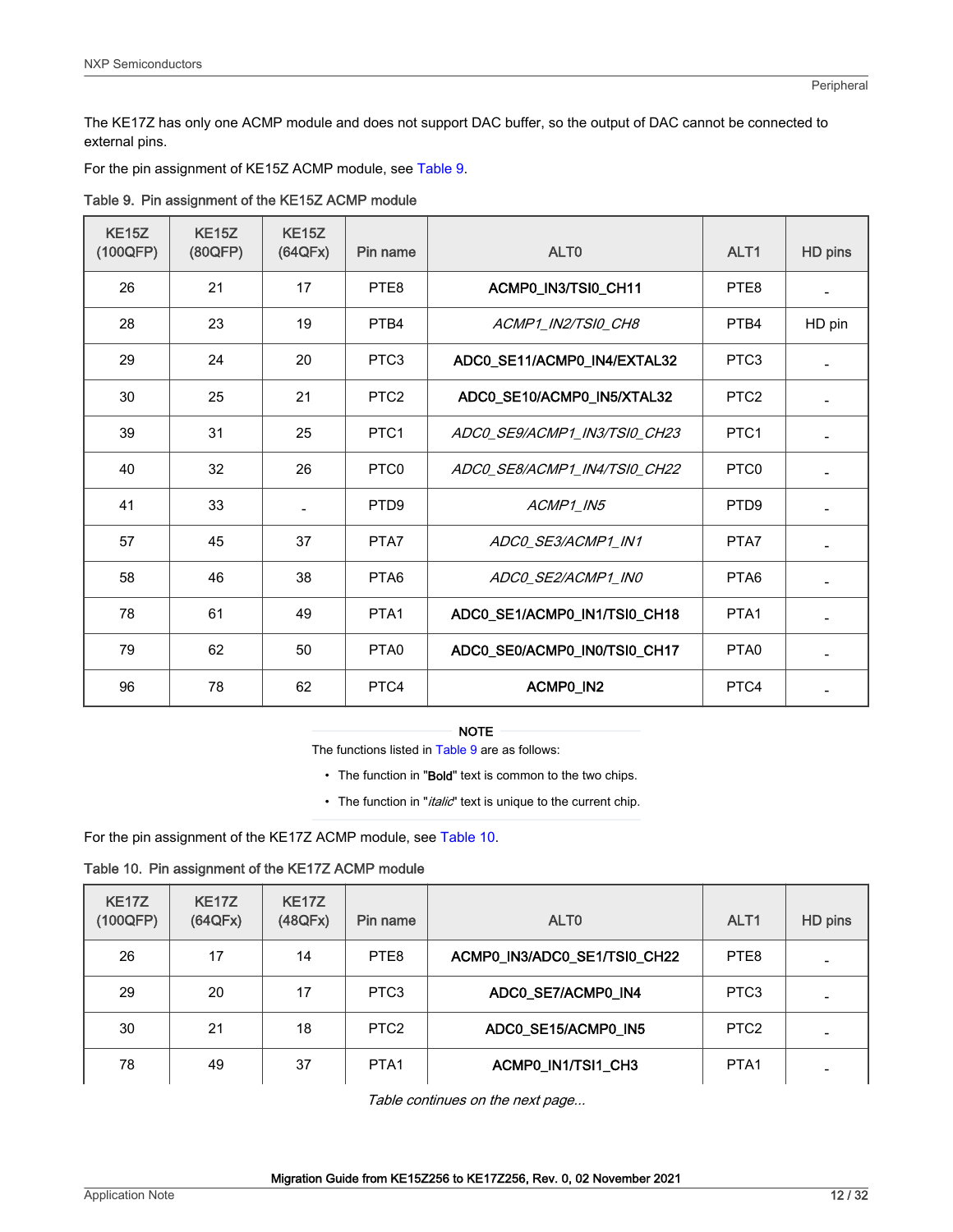The KE17Z has only one ACMP module and does not support DAC buffer, so the output of DAC cannot be connected to external pins.

For the pin assignment of KE15Z ACMP module, see Table 9.

Table 9. Pin assignment of the KE15Z ACMP module

| KE15Z (100QFP) | KE15Z (80QFP) | KE15Z (64QFx) | Pin name | ALT0 | ALT1 | HD pins |
|---|---|---|---|---|---|---|
| 26 | 21 | 17 | PTE8 | **ACMP0_IN3/TSI0_CH11** | PTE8 | - |
| 28 | 23 | 19 | PTB4 | *ACMP1_IN2/TSI0_CH8* | PTB4 | HD pin |
| 29 | 24 | 20 | PTC3 | **ADC0_SE11/ACMP0_IN4/EXTAL32** | PTC3 | - |
| 30 | 25 | 21 | PTC2 | **ADC0_SE10/ACMP0_IN5/XTAL32** | PTC2 | - |
| 39 | 31 | 25 | PTC1 | *ADC0_SE9/ACMP1_IN3/TSI0_CH23* | PTC1 | - |
| 40 | 32 | 26 | PTC0 | *ADC0_SE8/ACMP1_IN4/TSI0_CH22* | PTC0 | - |
| 41 | 33 | - | PTD9 | *ACMP1_IN5* | PTD9 | - |
| 57 | 45 | 37 | PTA7 | *ADC0_SE3/ACMP1_IN1* | PTA7 | - |
| 58 | 46 | 38 | PTA6 | *ADC0_SE2/ACMP1_IN0* | PTA6 | - |
| 78 | 61 | 49 | PTA1 | **ADC0_SE1/ACMP0_IN1/TSI0_CH18** | PTA1 | - |
| 79 | 62 | 50 | PTA0 | **ADC0_SE0/ACMP0_IN0/TSI0_CH17** | PTA0 | - |
| 96 | 78 | 62 | PTC4 | **ACMP0_IN2** | PTC4 | - |

**NOTE**

The functions listed in Table 9 are as follows:

- The function in "**Bold**" text is common to the two chips.
- The function in "*italic*" text is unique to the current chip.

For the pin assignment of the KE17Z ACMP module, see Table 10.

Table 10. Pin assignment of the KE17Z ACMP module

| KE17Z (100QFP) | KE17Z (64QFx) | KE17Z (48QFx) | Pin name | ALT0 | ALT1 | HD pins |
|---|---|---|---|---|---|---|
| 26 | 17 | 14 | PTE8 | **ACMP0_IN3/ADC0_SE1/TSI0_CH22** | PTE8 | - |
| 29 | 20 | 17 | PTC3 | **ADC0_SE7/ACMP0_IN4** | PTC3 | - |
| 30 | 21 | 18 | PTC2 | **ADC0_SE15/ACMP0_IN5** | PTC2 | - |
| 78 | 49 | 37 | PTA1 | **ACMP0_IN1/TSI1_CH3** | PTA1 | - |

*Table continues on the next page...*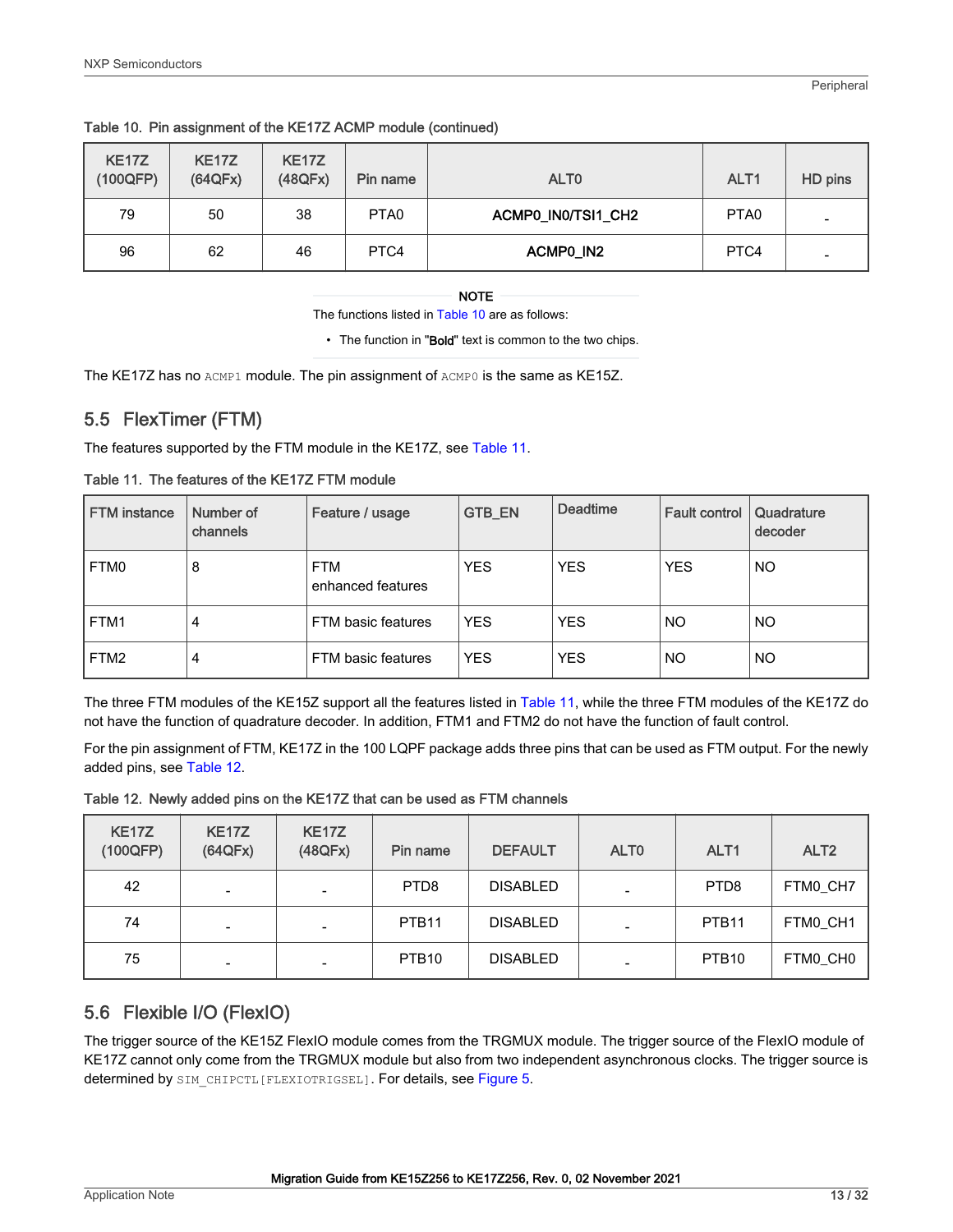Table 10. Pin assignment of the KE17Z ACMP module (continued)

| KE17Z (100QFP) | KE17Z (64QFx) | KE17Z (48QFx) | Pin name | ALT0 | ALT1 | HD pins |
|---|---|---|---|---|---|---|
| 79 | 50 | 38 | PTA0 | **ACMP0_IN0/TSI1_CH2** | PTA0 | - |
| 96 | 62 | 46 | PTC4 | **ACMP0_IN2** | PTC4 | - |

**NOTE**

The functions listed in Table 10 are as follows:

- The function in "**Bold**" text is common to the two chips.

The KE17Z has no `ACMP1` module. The pin assignment of `ACMP0` is the same as KE15Z.

## 5.5 FlexTimer (FTM)

The features supported by the FTM module in the KE17Z, see Table 11.

Table 11. The features of the KE17Z FTM module

| FTM instance | Number of channels | Feature / usage | GTB_EN | Deadtime | Fault control | Quadrature decoder |
|---|---|---|---|---|---|---|
| FTM0 | 8 | FTM enhanced features | YES | YES | YES | NO |
| FTM1 | 4 | FTM basic features | YES | YES | NO | NO |
| FTM2 | 4 | FTM basic features | YES | YES | NO | NO |

The three FTM modules of the KE15Z support all the features listed in Table 11, while the three FTM modules of the KE17Z do not have the function of quadrature decoder. In addition, FTM1 and FTM2 do not have the function of fault control.

For the pin assignment of FTM, KE17Z in the 100 LQPF package adds three pins that can be used as FTM output. For the newly added pins, see Table 12.

Table 12. Newly added pins on the KE17Z that can be used as FTM channels

| KE17Z (100QFP) | KE17Z (64QFx) | KE17Z (48QFx) | Pin name | DEFAULT | ALT0 | ALT1 | ALT2 |
|---|---|---|---|---|---|---|---|
| 42 | - | - | PTD8 | DISABLED | - | PTD8 | FTM0_CH7 |
| 74 | - | - | PTB11 | DISABLED | - | PTB11 | FTM0_CH1 |
| 75 | - | - | PTB10 | DISABLED | - | PTB10 | FTM0_CH0 |

## 5.6 Flexible I/O (FlexIO)

The trigger source of the KE15Z FlexIO module comes from the TRGMUX module. The trigger source of the FlexIO module of KE17Z cannot only come from the TRGMUX module but also from two independent asynchronous clocks. The trigger source is determined by `SIM_CHIPCTL[FLEXIOTRIGSEL]`. For details, see Figure 5.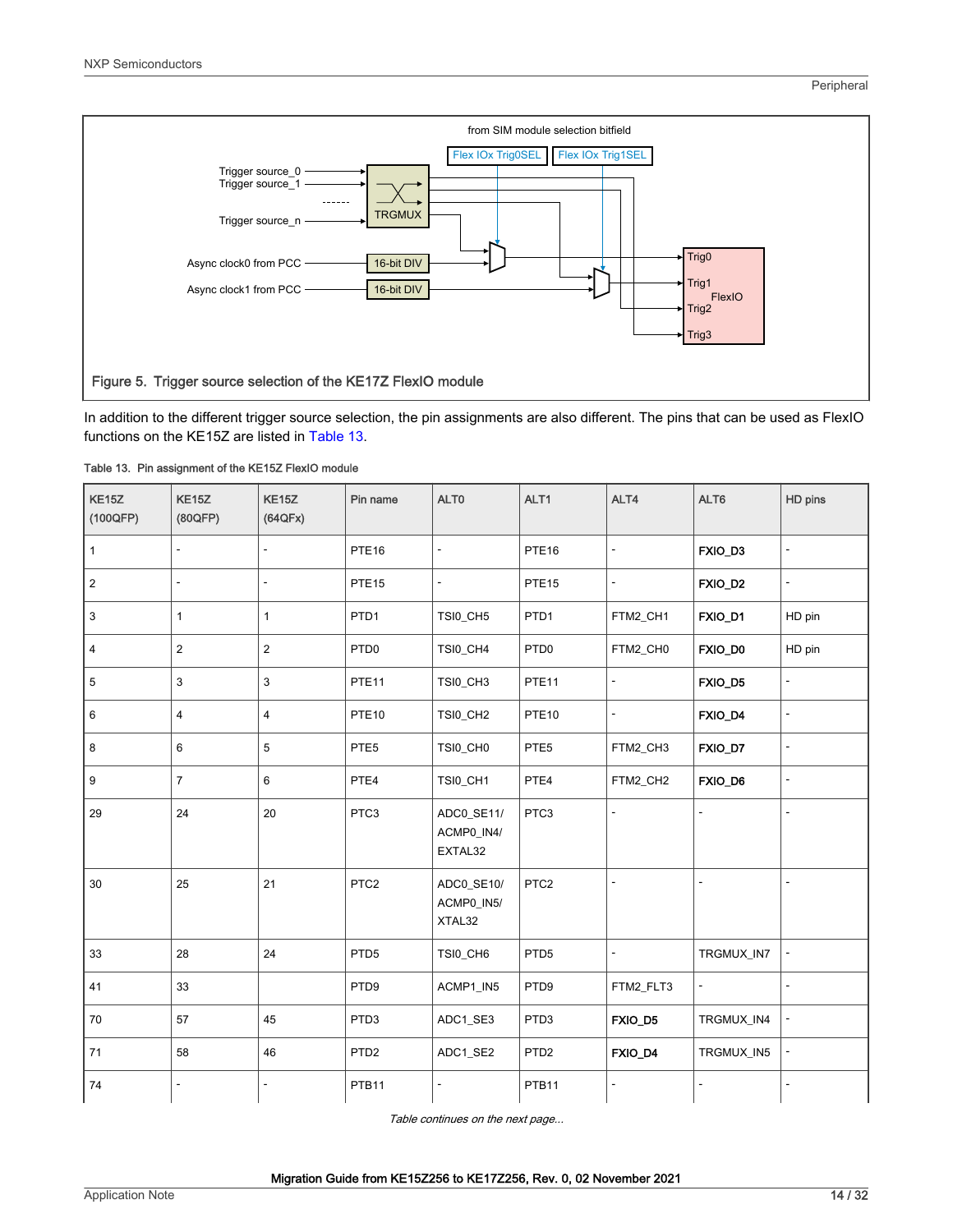Figure 5. Trigger source selection of the KE17Z FlexIO module

In addition to the different trigger source selection, the pin assignments are also different. The pins that can be used as FlexIO functions on the KE15Z are listed in Table 13.

Table 13. Pin assignment of the KE15Z FlexIO module

| KE15Z (100QFP) | KE15Z (80QFP) | KE15Z (64QFx) | Pin name | ALT0 | ALT1 | ALT4 | ALT6 | HD pins |
|---|---|---|---|---|---|---|---|---|
| 1 | - | - | PTE16 | - | PTE16 | - | **FXIO_D3** | - |
| 2 | - | - | PTE15 | - | PTE15 | - | **FXIO_D2** | - |
| 3 | 1 | 1 | PTD1 | TSI0_CH5 | PTD1 | FTM2_CH1 | **FXIO_D1** | HD pin |
| 4 | 2 | 2 | PTD0 | TSI0_CH4 | PTD0 | FTM2_CH0 | **FXIO_D0** | HD pin |
| 5 | 3 | 3 | PTE11 | TSI0_CH3 | PTE11 | - | **FXIO_D5** | - |
| 6 | 4 | 4 | PTE10 | TSI0_CH2 | PTE10 | - | **FXIO_D4** | - |
| 8 | 6 | 5 | PTE5 | TSI0_CH0 | PTE5 | FTM2_CH3 | **FXIO_D7** | - |
| 9 | 7 | 6 | PTE4 | TSI0_CH1 | PTE4 | FTM2_CH2 | **FXIO_D6** | - |
| 29 | 24 | 20 | PTC3 | ADC0_SE11/ ACMP0_IN4/ EXTAL32 | PTC3 | - | - | - |
| 30 | 25 | 21 | PTC2 | ADC0_SE10/ ACMP0_IN5/ XTAL32 | PTC2 | - | - | - |
| 33 | 28 | 24 | PTD5 | TSI0_CH6 | PTD5 | - | TRGMUX_IN7 | - |
| 41 | 33 | | PTD9 | ACMP1_IN5 | PTD9 | FTM2_FLT3 | - | - |
| 70 | 57 | 45 | PTD3 | ADC1_SE3 | PTD3 | **FXIO_D5** | TRGMUX_IN4 | - |
| 71 | 58 | 46 | PTD2 | ADC1_SE2 | PTD2 | **FXIO_D4** | TRGMUX_IN5 | - |
| 74 | - | - | PTB11 | - | PTB11 | - | - | - |

*Table continues on the next page...*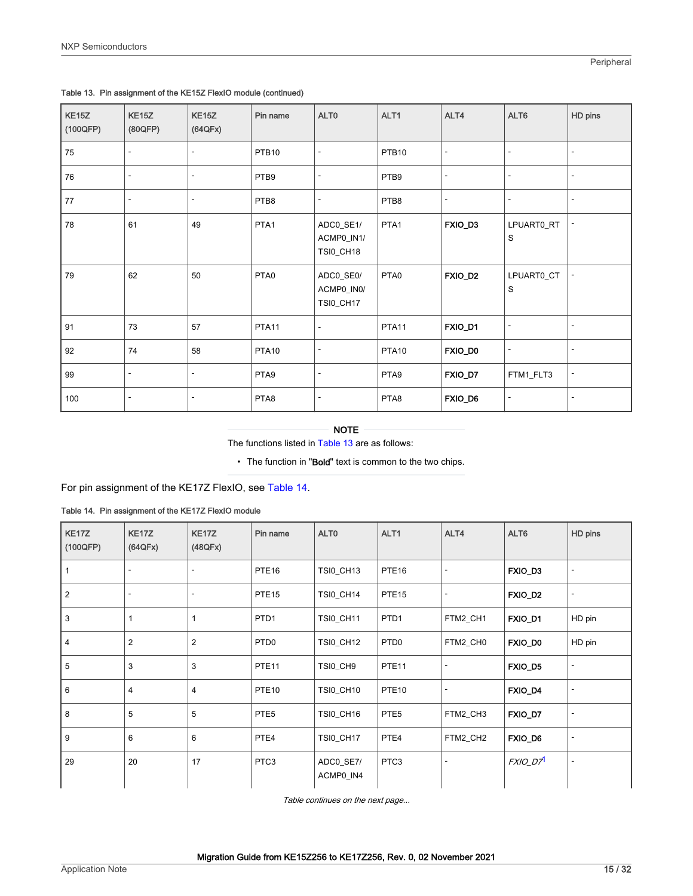Table 13. Pin assignment of the KE15Z FlexIO module (continued)

| KE15Z (100QFP) | KE15Z (80QFP) | KE15Z (64QFx) | Pin name | ALT0 | ALT1 | ALT4 | ALT6 | HD pins |
|---|---|---|---|---|---|---|---|---|
| 75 | - | - | PTB10 | - | PTB10 | - | - | - |
| 76 | - | - | PTB9 | - | PTB9 | - | - | - |
| 77 | - | - | PTB8 | - | PTB8 | - | - | - |
| 78 | 61 | 49 | PTA1 | ADC0_SE1/ ACMP0_IN1/ TSI0_CH18 | PTA1 | **FXIO_D3** | LPUART0_RTS | - |
| 79 | 62 | 50 | PTA0 | ADC0_SE0/ ACMP0_IN0/ TSI0_CH17 | PTA0 | **FXIO_D2** | LPUART0_CTS | - |
| 91 | 73 | 57 | PTA11 | - | PTA11 | **FXIO_D1** | - | - |
| 92 | 74 | 58 | PTA10 | - | PTA10 | **FXIO_D0** | - | - |
| 99 | - | - | PTA9 | - | PTA9 | **FXIO_D7** | FTM1_FLT3 | - |
| 100 | - | - | PTA8 | - | PTA8 | **FXIO_D6** | - | - |

**NOTE**

The functions listed in Table 13 are as follows:

- The function in "**Bold**" text is common to the two chips.

For pin assignment of the KE17Z FlexIO, see Table 14.

Table 14. Pin assignment of the KE17Z FlexIO module

| KE17Z (100QFP) | KE17Z (64QFx) | KE17Z (48QFx) | Pin name | ALT0 | ALT1 | ALT4 | ALT6 | HD pins |
|---|---|---|---|---|---|---|---|---|
| 1 | - | - | PTE16 | TSI0_CH13 | PTE16 | - | **FXIO_D3** | - |
| 2 | - | - | PTE15 | TSI0_CH14 | PTE15 | - | **FXIO_D2** | - |
| 3 | 1 | 1 | PTD1 | TSI0_CH11 | PTD1 | FTM2_CH1 | **FXIO_D1** | HD pin |
| 4 | 2 | 2 | PTD0 | TSI0_CH12 | PTD0 | FTM2_CH0 | **FXIO_D0** | HD pin |
| 5 | 3 | 3 | PTE11 | TSI0_CH9 | PTE11 | - | **FXIO_D5** | - |
| 6 | 4 | 4 | PTE10 | TSI0_CH10 | PTE10 | - | **FXIO_D4** | - |
| 8 | 5 | 5 | PTE5 | TSI0_CH16 | PTE5 | FTM2_CH3 | **FXIO_D7** | - |
| 9 | 6 | 6 | PTE4 | TSI0_CH17 | PTE4 | FTM2_CH2 | **FXIO_D6** | - |
| 29 | 20 | 17 | PTC3 | ADC0_SE7/ ACMP0_IN4 | PTC3 | - | *FXIO_D7*[1] | - |

*Table continues on the next page...*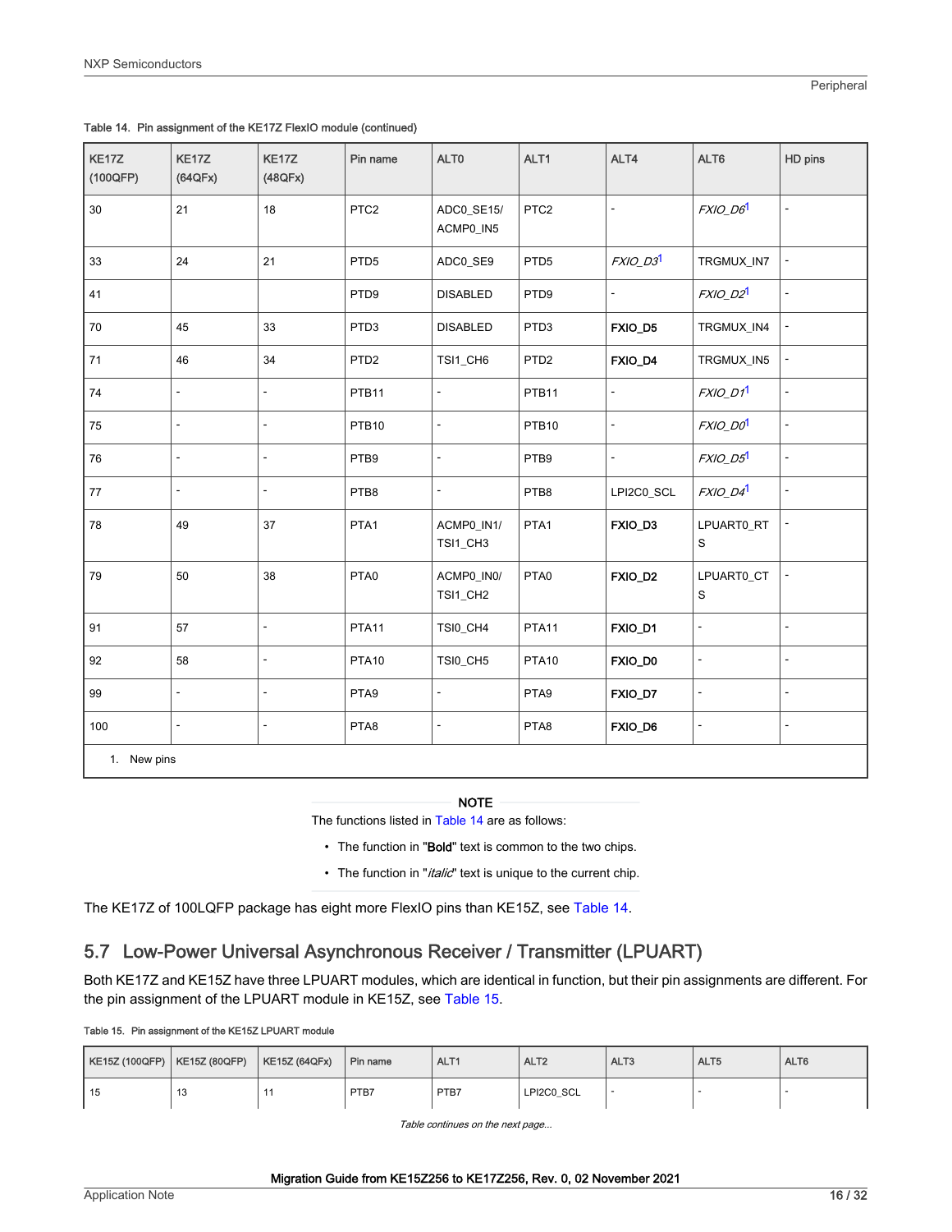Table 14. Pin assignment of the KE17Z FlexIO module (continued)

| KE17Z (100QFP) | KE17Z (64QFx) | KE17Z (48QFx) | Pin name | ALT0 | ALT1 | ALT4 | ALT6 | HD pins |
|---|---|---|---|---|---|---|---|---|
| 30 | 21 | 18 | PTC2 | ADC0_SE15/ ACMP0_IN5 | PTC2 | - | *FXIO_D6*[1] | - |
| 33 | 24 | 21 | PTD5 | ADC0_SE9 | PTD5 | *FXIO_D3*[1] | TRGMUX_IN7 | - |
| 41 | | | PTD9 | DISABLED | PTD9 | - | *FXIO_D2*[1] | - |
| 70 | 45 | 33 | PTD3 | DISABLED | PTD3 | **FXIO_D5** | TRGMUX_IN4 | - |
| 71 | 46 | 34 | PTD2 | TSI1_CH6 | PTD2 | **FXIO_D4** | TRGMUX_IN5 | - |
| 74 | - | - | PTB11 | - | PTB11 | - | *FXIO_D1*[1] | - |
| 75 | - | - | PTB10 | - | PTB10 | - | *FXIO_D0*[1] | - |
| 76 | - | - | PTB9 | - | PTB9 | - | *FXIO_D5*[1] | - |
| 77 | - | - | PTB8 | - | PTB8 | LPI2C0_SCL | *FXIO_D4*[1] | - |
| 78 | 49 | 37 | PTA1 | ACMP0_IN1/ TSI1_CH3 | PTA1 | **FXIO_D3** | LPUART0_RTS | - |
| 79 | 50 | 38 | PTA0 | ACMP0_IN0/ TSI1_CH2 | PTA0 | **FXIO_D2** | LPUART0_CTS | - |
| 91 | 57 | - | PTA11 | TSI0_CH4 | PTA11 | **FXIO_D1** | - | - |
| 92 | 58 | - | PTA10 | TSI0_CH5 | PTA10 | **FXIO_D0** | - | - |
| 99 | - | - | PTA9 | - | PTA9 | **FXIO_D7** | - | - |
| 100 | - | - | PTA8 | - | PTA8 | **FXIO_D6** | - | - |

1. New pins

**NOTE**

The functions listed in Table 14 are as follows:

- The function in "**Bold**" text is common to the two chips.
- The function in "*italic*" text is unique to the current chip.

The KE17Z of 100LQFP package has eight more FlexIO pins than KE15Z, see Table 14.

## 5.7 Low-Power Universal Asynchronous Receiver / Transmitter (LPUART)

Both KE17Z and KE15Z have three LPUART modules, which are identical in function, but their pin assignments are different. For the pin assignment of the LPUART module in KE15Z, see Table 15.

Table 15. Pin assignment of the KE15Z LPUART module

| KE15Z (100QFP) | KE15Z (80QFP) | KE15Z (64QFx) | Pin name | ALT1 | ALT2 | ALT3 | ALT5 | ALT6 |
|---|---|---|---|---|---|---|---|---|
| 15 | 13 | 11 | PTB7 | PTB7 | LPI2C0_SCL | - | - | - |

*Table continues on the next page...*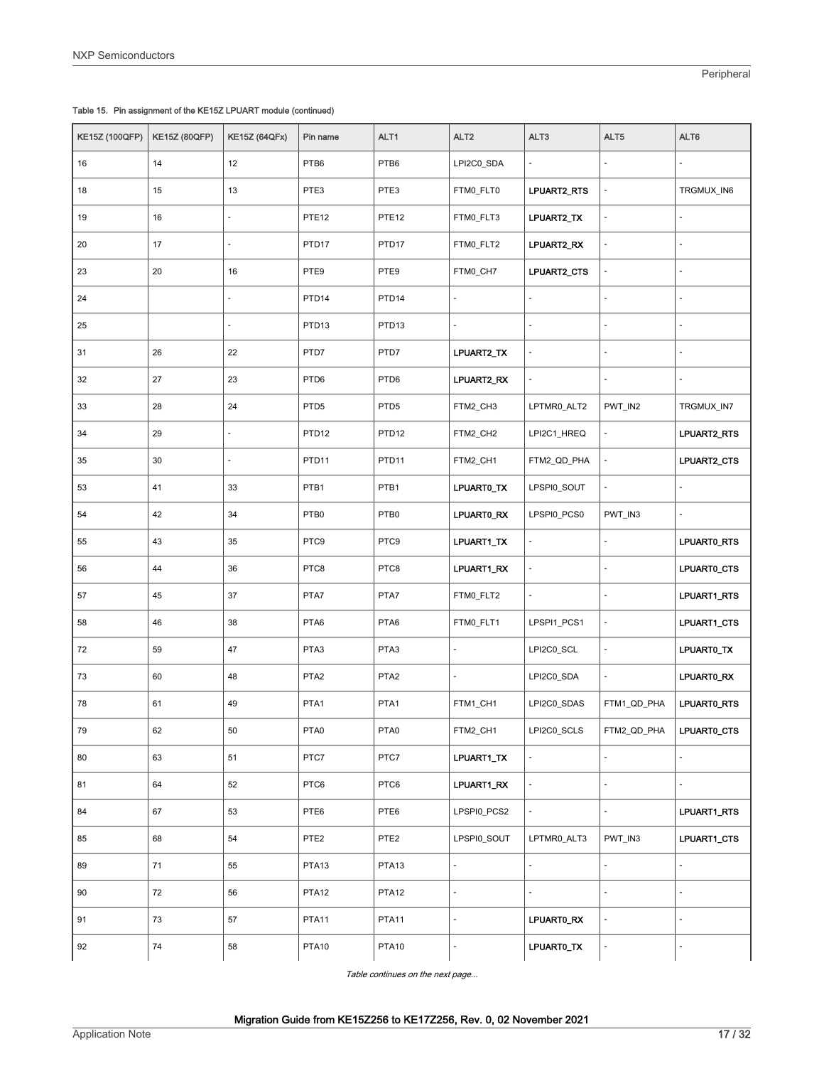Table 15. Pin assignment of the KE15Z LPUART module (continued)

| KE15Z (100QFP) | KE15Z (80QFP) | KE15Z (64QFx) | Pin name | ALT1 | ALT2 | ALT3 | ALT5 | ALT6 |
|---|---|---|---|---|---|---|---|---|
| 16 | 14 | 12 | PTB6 | PTB6 | LPI2C0_SDA | - | - | - |
| 18 | 15 | 13 | PTE3 | PTE3 | FTM0_FLT0 | **LPUART2_RTS** | - | TRGMUX_IN6 |
| 19 | 16 | - | PTE12 | PTE12 | FTM0_FLT3 | **LPUART2_TX** | - | - |
| 20 | 17 | - | PTD17 | PTD17 | FTM0_FLT2 | **LPUART2_RX** | - | - |
| 23 | 20 | 16 | PTE9 | PTE9 | FTM0_CH7 | **LPUART2_CTS** | - | - |
| 24 | | - | PTD14 | PTD14 | - | - | - | - |
| 25 | | - | PTD13 | PTD13 | - | - | - | - |
| 31 | 26 | 22 | PTD7 | PTD7 | **LPUART2_TX** | - | - | - |
| 32 | 27 | 23 | PTD6 | PTD6 | **LPUART2_RX** | - | - | - |
| 33 | 28 | 24 | PTD5 | PTD5 | FTM2_CH3 | LPTMR0_ALT2 | PWT_IN2 | TRGMUX_IN7 |
| 34 | 29 | - | PTD12 | PTD12 | FTM2_CH2 | LPI2C1_HREQ | - | **LPUART2_RTS** |
| 35 | 30 | - | PTD11 | PTD11 | FTM2_CH1 | FTM2_QD_PHA | - | **LPUART2_CTS** |
| 53 | 41 | 33 | PTB1 | PTB1 | **LPUART0_TX** | LPSPI0_SOUT | - | - |
| 54 | 42 | 34 | PTB0 | PTB0 | **LPUART0_RX** | LPSPI0_PCS0 | PWT_IN3 | - |
| 55 | 43 | 35 | PTC9 | PTC9 | **LPUART1_TX** | - | - | **LPUART0_RTS** |
| 56 | 44 | 36 | PTC8 | PTC8 | **LPUART1_RX** | - | - | **LPUART0_CTS** |
| 57 | 45 | 37 | PTA7 | PTA7 | FTM0_FLT2 | - | - | **LPUART1_RTS** |
| 58 | 46 | 38 | PTA6 | PTA6 | FTM0_FLT1 | LPSPI1_PCS1 | - | **LPUART1_CTS** |
| 72 | 59 | 47 | PTA3 | PTA3 | - | LPI2C0_SCL | - | **LPUART0_TX** |
| 73 | 60 | 48 | PTA2 | PTA2 | - | LPI2C0_SDA | - | **LPUART0_RX** |
| 78 | 61 | 49 | PTA1 | PTA1 | FTM1_CH1 | LPI2C0_SDAS | FTM1_QD_PHA | **LPUART0_RTS** |
| 79 | 62 | 50 | PTA0 | PTA0 | FTM2_CH1 | LPI2C0_SCLS | FTM2_QD_PHA | **LPUART0_CTS** |
| 80 | 63 | 51 | PTC7 | PTC7 | **LPUART1_TX** | - | - | - |
| 81 | 64 | 52 | PTC6 | PTC6 | **LPUART1_RX** | - | - | - |
| 84 | 67 | 53 | PTE6 | PTE6 | LPSPI0_PCS2 | - | - | **LPUART1_RTS** |
| 85 | 68 | 54 | PTE2 | PTE2 | LPSPI0_SOUT | LPTMR0_ALT3 | PWT_IN3 | **LPUART1_CTS** |
| 89 | 71 | 55 | PTA13 | PTA13 | - | - | - | - |
| 90 | 72 | 56 | PTA12 | PTA12 | - | - | - | - |
| 91 | 73 | 57 | PTA11 | PTA11 | - | **LPUART0_RX** | - | - |
| 92 | 74 | 58 | PTA10 | PTA10 | - | **LPUART0_TX** | - | - |

*Table continues on the next page...*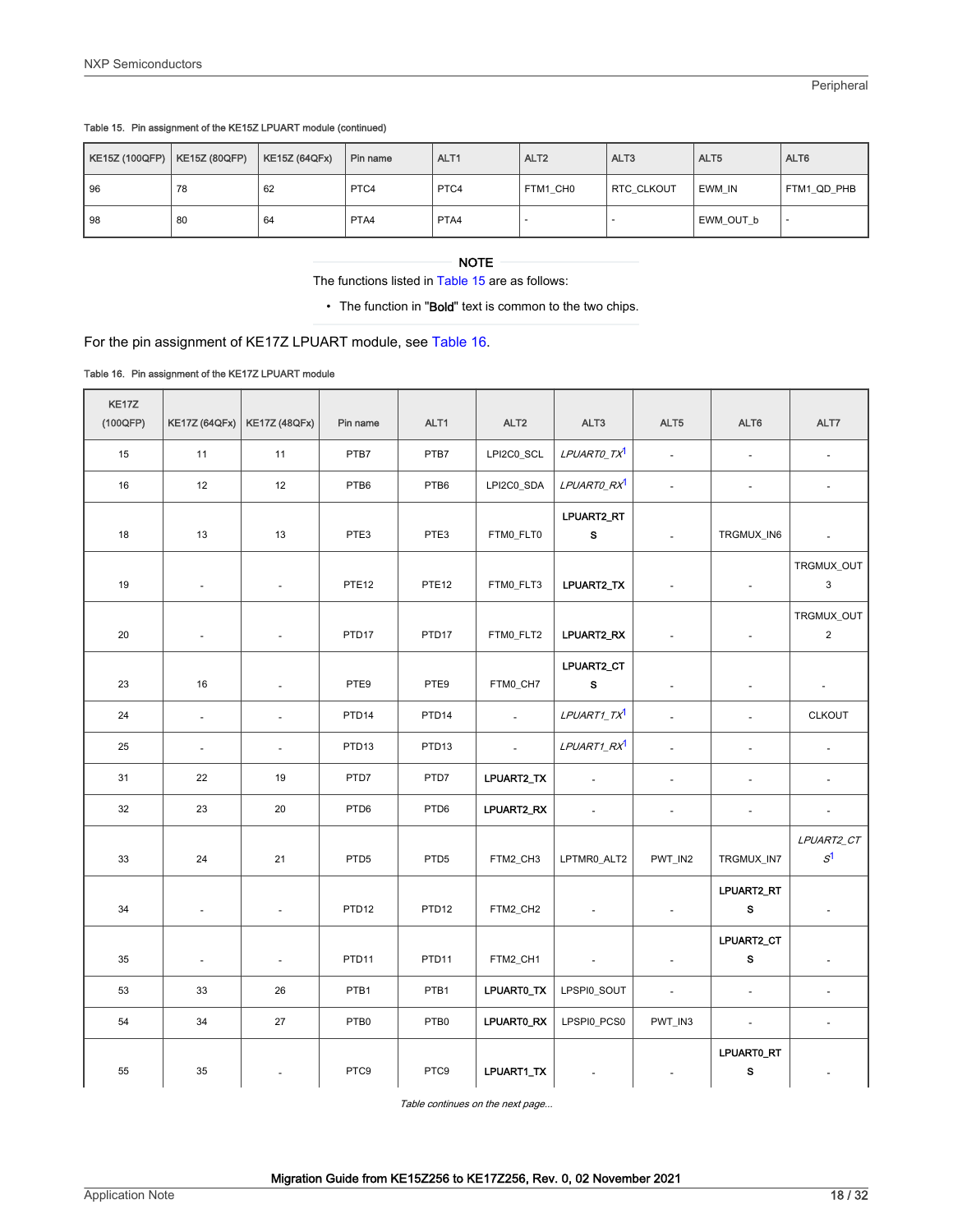Table 15. Pin assignment of the KE15Z LPUART module (continued)

| KE15Z (100QFP) | KE15Z (80QFP) | KE15Z (64QFx) | Pin name | ALT1 | ALT2 | ALT3 | ALT5 | ALT6 |
|---|---|---|---|---|---|---|---|---|
| 96 | 78 | 62 | PTC4 | PTC4 | FTM1_CH0 | RTC_CLKOUT | EWM_IN | FTM1_QD_PHB |
| 98 | 80 | 64 | PTA4 | PTA4 | - | - | EWM_OUT_b | - |

**NOTE**

The functions listed in Table 15 are as follows:

- The function in "**Bold**" text is common to the two chips.

For the pin assignment of KE17Z LPUART module, see Table 16.

Table 16. Pin assignment of the KE17Z LPUART module

| KE17Z (100QFP) | KE17Z (64QFx) | KE17Z (48QFx) | Pin name | ALT1 | ALT2 | ALT3 | ALT5 | ALT6 | ALT7 |
|---|---|---|---|---|---|---|---|---|---|
| 15 | 11 | 11 | PTB7 | PTB7 | LPI2C0_SCL | *LPUART0_TX*[1] | - | - | - |
| 16 | 12 | 12 | PTB6 | PTB6 | LPI2C0_SDA | *LPUART0_RX*[1] | - | - | - |
| 18 | 13 | 13 | PTE3 | PTE3 | FTM0_FLT0 | **LPUART2_RTS** | - | TRGMUX_IN6 | - |
| 19 | - | - | PTE12 | PTE12 | FTM0_FLT3 | **LPUART2_TX** | - | - | TRGMUX_OUT3 |
| 20 | - | - | PTD17 | PTD17 | FTM0_FLT2 | **LPUART2_RX** | - | - | TRGMUX_OUT2 |
| 23 | 16 | - | PTE9 | PTE9 | FTM0_CH7 | **LPUART2_CTS** | - | - | - |
| 24 | - | - | PTD14 | PTD14 | - | *LPUART1_TX*[1] | - | - | CLKOUT |
| 25 | - | - | PTD13 | PTD13 | - | *LPUART1_RX*[1] | - | - | - |
| 31 | 22 | 19 | PTD7 | PTD7 | **LPUART2_TX** | - | - | - | - |
| 32 | 23 | 20 | PTD6 | PTD6 | **LPUART2_RX** | - | - | - | - |
| 33 | 24 | 21 | PTD5 | PTD5 | FTM2_CH3 | LPTMR0_ALT2 | PWT_IN2 | TRGMUX_IN7 | *LPUART2_CTS*[1] |
| 34 | - | - | PTD12 | PTD12 | FTM2_CH2 | - | - | **LPUART2_RTS** | - |
| 35 | - | - | PTD11 | PTD11 | FTM2_CH1 | - | - | **LPUART2_CTS** | - |
| 53 | 33 | 26 | PTB1 | PTB1 | **LPUART0_TX** | LPSPI0_SOUT | - | - | - |
| 54 | 34 | 27 | PTB0 | PTB0 | **LPUART0_RX** | LPSPI0_PCS0 | PWT_IN3 | - | - |
| 55 | 35 | - | PTC9 | PTC9 | **LPUART1_TX** | - | - | **LPUART0_RTS** | - |

*Table continues on the next page...*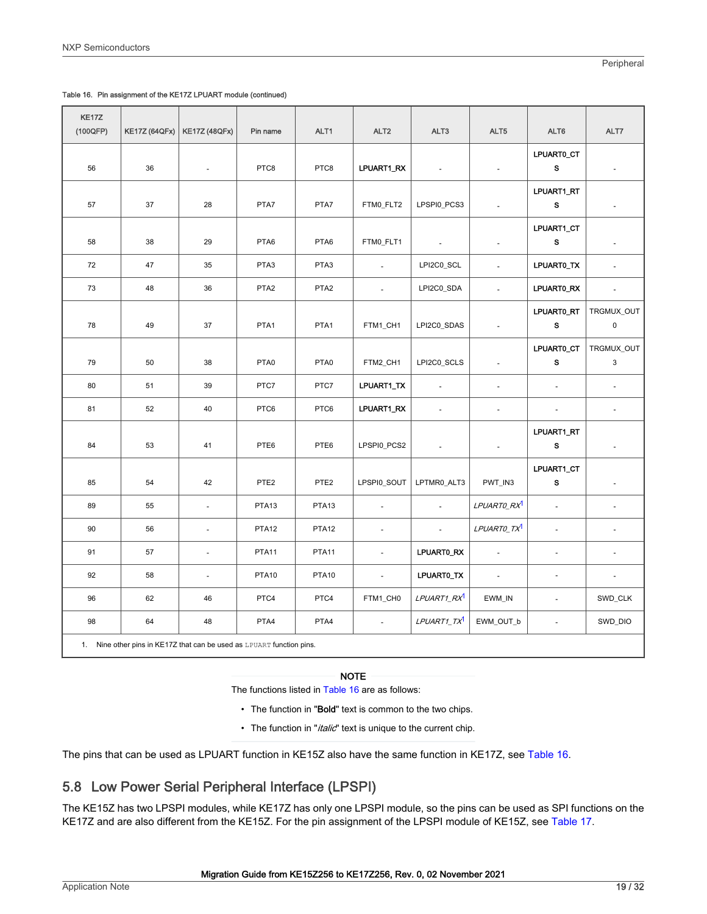Table 16. Pin assignment of the KE17Z LPUART module (continued)

| KE17Z (100QFP) | KE17Z (64QFx) | KE17Z (48QFx) | Pin name | ALT1 | ALT2 | ALT3 | ALT5 | ALT6 | ALT7 |
|---|---|---|---|---|---|---|---|---|---|
| 56 | 36 | - | PTC8 | PTC8 | **LPUART1_RX** | - | - | **LPUART0_CTS** | - |
| 57 | 37 | 28 | PTA7 | PTA7 | FTM0_FLT2 | LPSPI0_PCS3 | - | **LPUART1_RTS** | - |
| 58 | 38 | 29 | PTA6 | PTA6 | FTM0_FLT1 | - | - | **LPUART1_CTS** | - |
| 72 | 47 | 35 | PTA3 | PTA3 | - | LPI2C0_SCL | - | **LPUART0_TX** | - |
| 73 | 48 | 36 | PTA2 | PTA2 | - | LPI2C0_SDA | - | **LPUART0_RX** | - |
| 78 | 49 | 37 | PTA1 | PTA1 | FTM1_CH1 | LPI2C0_SDAS | - | **LPUART0_RTS** | TRGMUX_OUT0 |
| 79 | 50 | 38 | PTA0 | PTA0 | FTM2_CH1 | LPI2C0_SCLS | - | **LPUART0_CTS** | TRGMUX_OUT3 |
| 80 | 51 | 39 | PTC7 | PTC7 | **LPUART1_TX** | - | - | - | - |
| 81 | 52 | 40 | PTC6 | PTC6 | **LPUART1_RX** | - | - | - | - |
| 84 | 53 | 41 | PTE6 | PTE6 | LPSPI0_PCS2 | - | - | **LPUART1_RTS** | - |
| 85 | 54 | 42 | PTE2 | PTE2 | LPSPI0_SOUT | LPTMR0_ALT3 | PWT_IN3 | **LPUART1_CTS** | - |
| 89 | 55 | - | PTA13 | PTA13 | - | - | *LPUART0_RX*[1] | - | - |
| 90 | 56 | - | PTA12 | PTA12 | - | - | *LPUART0_TX*[1] | - | - |
| 91 | 57 | - | PTA11 | PTA11 | - | **LPUART0_RX** | - | - | - |
| 92 | 58 | - | PTA10 | PTA10 | - | **LPUART0_TX** | - | - | - |
| 96 | 62 | 46 | PTC4 | PTC4 | FTM1_CH0 | *LPUART1_RX*[1] | EWM_IN | - | SWD_CLK |
| 98 | 64 | 48 | PTA4 | PTA4 | - | *LPUART1_TX*[1] | EWM_OUT_b | - | SWD_DIO |

1. Nine other pins in KE17Z that can be used as LPUART function pins.

**NOTE**

The functions listed in Table 16 are as follows:

- The function in "**Bold**" text is common to the two chips.
- The function in "*italic*" text is unique to the current chip.

The pins that can be used as LPUART function in KE15Z also have the same function in KE17Z, see Table 16.

## 5.8 Low Power Serial Peripheral Interface (LPSPI)

The KE15Z has two LPSPI modules, while KE17Z has only one LPSPI module, so the pins can be used as SPI functions on the KE17Z and are also different from the KE15Z. For the pin assignment of the LPSPI module of KE15Z, see Table 17.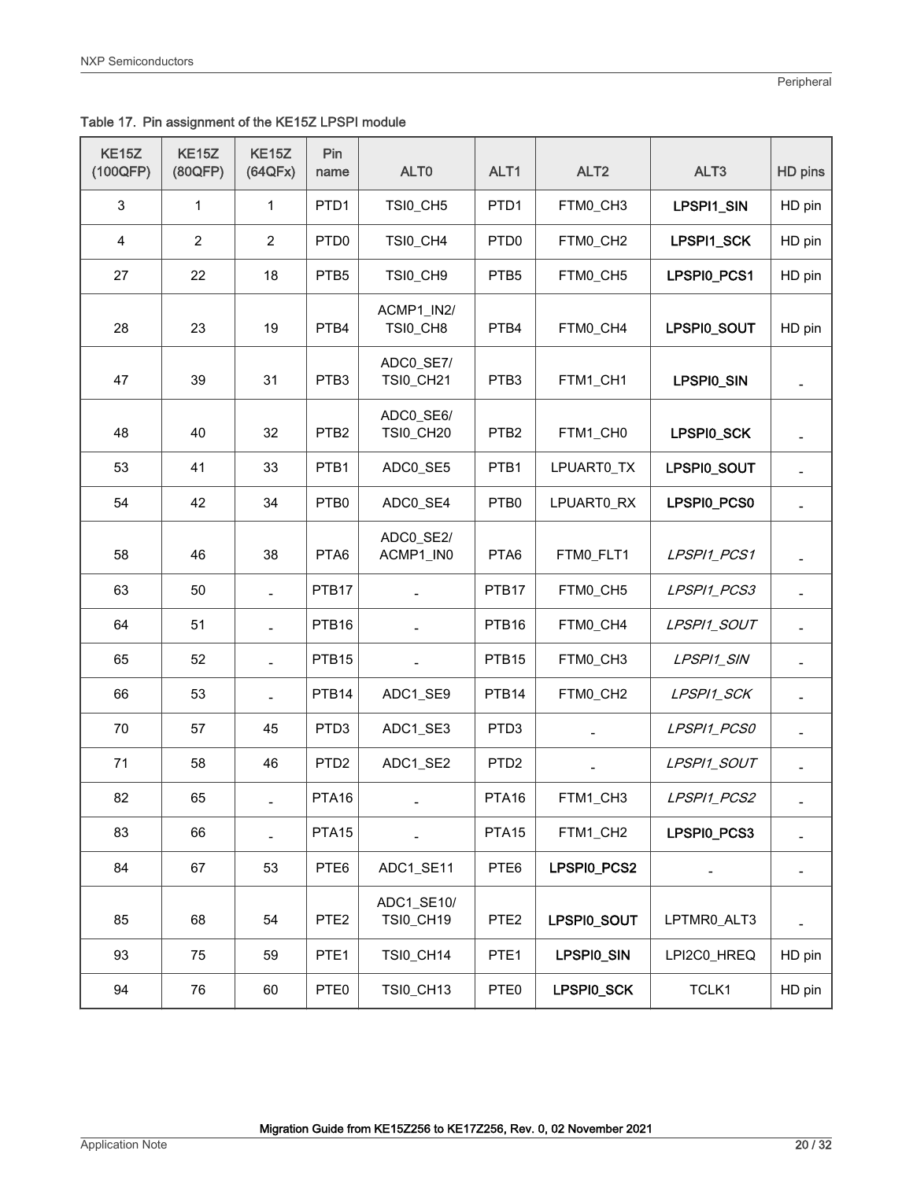Table 17. Pin assignment of the KE15Z LPSPI module

| KE15Z (100QFP) | KE15Z (80QFP) | KE15Z (64QFx) | Pin name | ALT0 | ALT1 | ALT2 | ALT3 | HD pins |
|---|---|---|---|---|---|---|---|---|
| 3 | 1 | 1 | PTD1 | TSI0_CH5 | PTD1 | FTM0_CH3 | **LPSPI1_SIN** | HD pin |
| 4 | 2 | 2 | PTD0 | TSI0_CH4 | PTD0 | FTM0_CH2 | **LPSPI1_SCK** | HD pin |
| 27 | 22 | 18 | PTB5 | TSI0_CH9 | PTB5 | FTM0_CH5 | **LPSPI0_PCS1** | HD pin |
| 28 | 23 | 19 | PTB4 | ACMP1_IN2/ TSI0_CH8 | PTB4 | FTM0_CH4 | **LPSPI0_SOUT** | HD pin |
| 47 | 39 | 31 | PTB3 | ADC0_SE7/ TSI0_CH21 | PTB3 | FTM1_CH1 | **LPSPI0_SIN** | - |
| 48 | 40 | 32 | PTB2 | ADC0_SE6/ TSI0_CH20 | PTB2 | FTM1_CH0 | **LPSPI0_SCK** | - |
| 53 | 41 | 33 | PTB1 | ADC0_SE5 | PTB1 | LPUART0_TX | **LPSPI0_SOUT** | - |
| 54 | 42 | 34 | PTB0 | ADC0_SE4 | PTB0 | LPUART0_RX | **LPSPI0_PCS0** | - |
| 58 | 46 | 38 | PTA6 | ADC0_SE2/ ACMP1_IN0 | PTA6 | FTM0_FLT1 | *LPSPI1_PCS1* | - |
| 63 | 50 | - | PTB17 | - | PTB17 | FTM0_CH5 | *LPSPI1_PCS3* | - |
| 64 | 51 | - | PTB16 | - | PTB16 | FTM0_CH4 | *LPSPI1_SOUT* | - |
| 65 | 52 | - | PTB15 | - | PTB15 | FTM0_CH3 | *LPSPI1_SIN* | - |
| 66 | 53 | - | PTB14 | ADC1_SE9 | PTB14 | FTM0_CH2 | *LPSPI1_SCK* | - |
| 70 | 57 | 45 | PTD3 | ADC1_SE3 | PTD3 | - | *LPSPI1_PCS0* | - |
| 71 | 58 | 46 | PTD2 | ADC1_SE2 | PTD2 | - | *LPSPI1_SOUT* | - |
| 82 | 65 | - | PTA16 | - | PTA16 | FTM1_CH3 | *LPSPI1_PCS2* | - |
| 83 | 66 | - | PTA15 | - | PTA15 | FTM1_CH2 | **LPSPI0_PCS3** | - |
| 84 | 67 | 53 | PTE6 | ADC1_SE11 | PTE6 | **LPSPI0_PCS2** | - | - |
| 85 | 68 | 54 | PTE2 | ADC1_SE10/ TSI0_CH19 | PTE2 | **LPSPI0_SOUT** | LPTMR0_ALT3 | - |
| 93 | 75 | 59 | PTE1 | TSI0_CH14 | PTE1 | **LPSPI0_SIN** | LPI2C0_HREQ | HD pin |
| 94 | 76 | 60 | PTE0 | TSI0_CH13 | PTE0 | **LPSPI0_SCK** | TCLK1 | HD pin |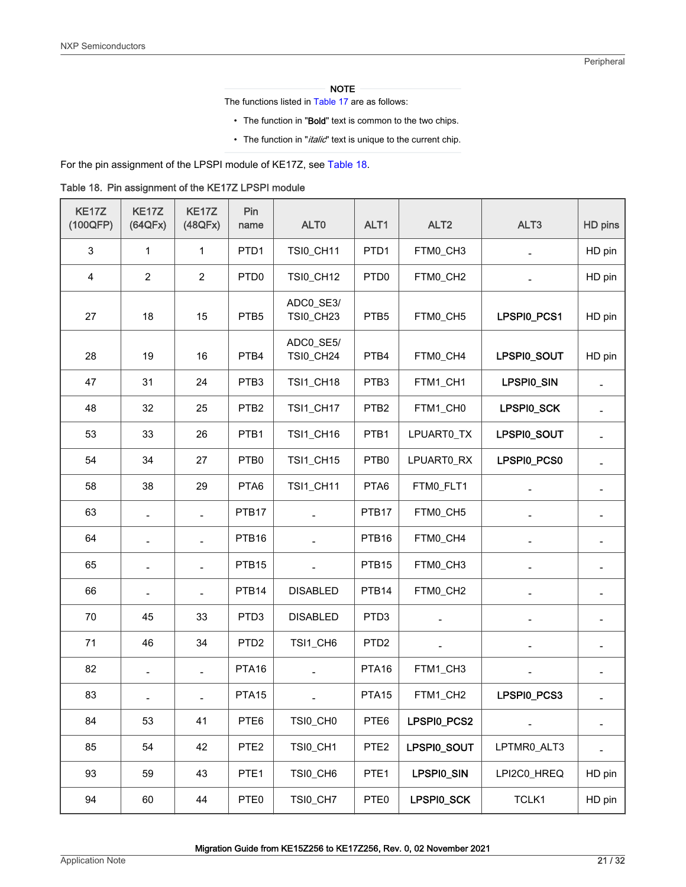**NOTE**

The functions listed in Table 17 are as follows:

- The function in "**Bold**" text is common to the two chips.
- The function in "*italic*" text is unique to the current chip.

For the pin assignment of the LPSPI module of KE17Z, see Table 18.

Table 18. Pin assignment of the KE17Z LPSPI module

| KE17Z (100QFP) | KE17Z (64QFx) | KE17Z (48QFx) | Pin name | ALT0 | ALT1 | ALT2 | ALT3 | HD pins |
|---|---|---|---|---|---|---|---|---|
| 3 | 1 | 1 | PTD1 | TSI0_CH11 | PTD1 | FTM0_CH3 | - | HD pin |
| 4 | 2 | 2 | PTD0 | TSI0_CH12 | PTD0 | FTM0_CH2 | - | HD pin |
| 27 | 18 | 15 | PTB5 | ADC0_SE3/ TSI0_CH23 | PTB5 | FTM0_CH5 | **LPSPI0_PCS1** | HD pin |
| 28 | 19 | 16 | PTB4 | ADC0_SE5/ TSI0_CH24 | PTB4 | FTM0_CH4 | **LPSPI0_SOUT** | HD pin |
| 47 | 31 | 24 | PTB3 | TSI1_CH18 | PTB3 | FTM1_CH1 | **LPSPI0_SIN** | - |
| 48 | 32 | 25 | PTB2 | TSI1_CH17 | PTB2 | FTM1_CH0 | **LPSPI0_SCK** | - |
| 53 | 33 | 26 | PTB1 | TSI1_CH16 | PTB1 | LPUART0_TX | **LPSPI0_SOUT** | - |
| 54 | 34 | 27 | PTB0 | TSI1_CH15 | PTB0 | LPUART0_RX | **LPSPI0_PCS0** | - |
| 58 | 38 | 29 | PTA6 | TSI1_CH11 | PTA6 | FTM0_FLT1 | - | - |
| 63 | - | - | PTB17 | - | PTB17 | FTM0_CH5 | - | - |
| 64 | - | - | PTB16 | - | PTB16 | FTM0_CH4 | - | - |
| 65 | - | - | PTB15 | - | PTB15 | FTM0_CH3 | - | - |
| 66 | - | - | PTB14 | DISABLED | PTB14 | FTM0_CH2 | - | - |
| 70 | 45 | 33 | PTD3 | DISABLED | PTD3 | - | - | - |
| 71 | 46 | 34 | PTD2 | TSI1_CH6 | PTD2 | - | - | - |
| 82 | - | - | PTA16 | - | PTA16 | FTM1_CH3 | - | - |
| 83 | - | - | PTA15 | - | PTA15 | FTM1_CH2 | **LPSPI0_PCS3** | - |
| 84 | 53 | 41 | PTE6 | TSI0_CH0 | PTE6 | **LPSPI0_PCS2** | - | - |
| 85 | 54 | 42 | PTE2 | TSI0_CH1 | PTE2 | **LPSPI0_SOUT** | LPTMR0_ALT3 | - |
| 93 | 59 | 43 | PTE1 | TSI0_CH6 | PTE1 | **LPSPI0_SIN** | LPI2C0_HREQ | HD pin |
| 94 | 60 | 44 | PTE0 | TSI0_CH7 | PTE0 | **LPSPI0_SCK** | TCLK1 | HD pin |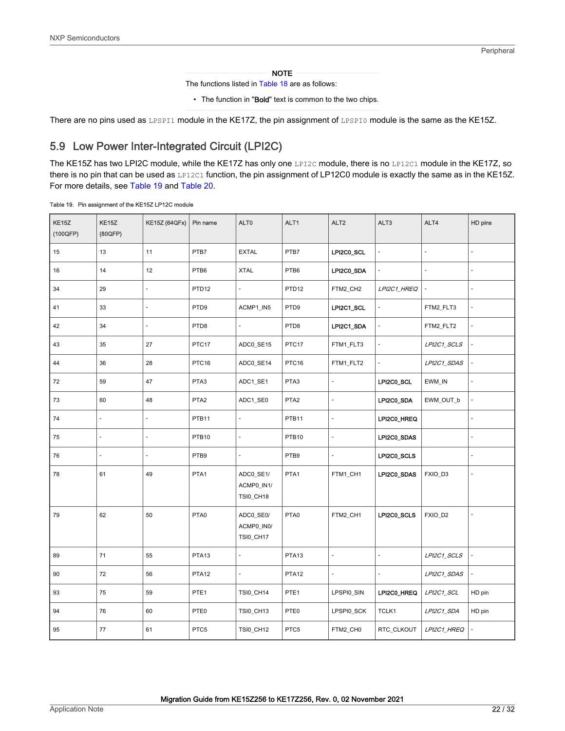NOTE

The functions listed in Table 18 are as follows:

- The function in "**Bold**" text is common to the two chips.

There are no pins used as LPSPI1 module in the KE17Z, the pin assignment of LPSPI0 module is the same as the KE15Z.

## 5.9 Low Power Inter-Integrated Circuit (LPI2C)

The KE15Z has two LPI2C module, while the KE17Z has only one LPI2C module, there is no LP12C1 module in the KE17Z, so there is no pin that can be used as LP12C1 function, the pin assignment of LP12C0 module is exactly the same as in the KE15Z. For more details, see Table 19 and Table 20.

Table 19. Pin assignment of the KE15Z LP12C module

| KE15Z (100QFP) | KE15Z (80QFP) | KE15Z (64QFx) | Pin name | ALT0 | ALT1 | ALT2 | ALT3 | ALT4 | HD pins |
|---|---|---|---|---|---|---|---|---|---|
| 15 | 13 | 11 | PTB7 | EXTAL | PTB7 | **LPI2C0_SCL** | - | - | - |
| 16 | 14 | 12 | PTB6 | XTAL | PTB6 | **LPI2C0_SDA** | - | - | - |
| 34 | 29 | - | PTD12 | - | PTD12 | FTM2_CH2 | *LPI2C1_HREQ* | - | - |
| 41 | 33 | - | PTD9 | ACMP1_IN5 | PTD9 | **LPI2C1_SCL** | - | FTM2_FLT3 | - |
| 42 | 34 | - | PTD8 | - | PTD8 | **LPI2C1_SDA** | - | FTM2_FLT2 | - |
| 43 | 35 | 27 | PTC17 | ADC0_SE15 | PTC17 | FTM1_FLT3 | - | *LPI2C1_SCLS* | - |
| 44 | 36 | 28 | PTC16 | ADC0_SE14 | PTC16 | FTM1_FLT2 | - | *LPI2C1_SDAS* | - |
| 72 | 59 | 47 | PTA3 | ADC1_SE1 | PTA3 | - | **LPI2C0_SCL** | EWM_IN | - |
| 73 | 60 | 48 | PTA2 | ADC1_SE0 | PTA2 | - | **LPI2C0_SDA** | EWM_OUT_b | - |
| 74 | - | - | PTB11 | - | PTB11 | - | **LPI2C0_HREQ** | | - |
| 75 | - | - | PTB10 | - | PTB10 | - | **LPI2C0_SDAS** | | - |
| 76 | - | - | PTB9 | - | PTB9 | - | **LPI2C0_SCLS** | | - |
| 78 | 61 | 49 | PTA1 | ADC0_SE1/ ACMP0_IN1/ TSI0_CH18 | PTA1 | FTM1_CH1 | **LPI2C0_SDAS** | FXIO_D3 | - |
| 79 | 62 | 50 | PTA0 | ADC0_SE0/ ACMP0_IN0/ TSI0_CH17 | PTA0 | FTM2_CH1 | **LPI2C0_SCLS** | FXIO_D2 | - |
| 89 | 71 | 55 | PTA13 | - | PTA13 | - | - | *LPI2C1_SCLS* | - |
| 90 | 72 | 56 | PTA12 | - | PTA12 | - | - | *LPI2C1_SDAS* | - |
| 93 | 75 | 59 | PTE1 | TSI0_CH14 | PTE1 | LPSPI0_SIN | **LPI2C0_HREQ** | *LPI2C1_SCL* | HD pin |
| 94 | 76 | 60 | PTE0 | TSI0_CH13 | PTE0 | LPSPI0_SCK | TCLK1 | *LPI2C1_SDA* | HD pin |
| 95 | 77 | 61 | PTC5 | TSI0_CH12 | PTC5 | FTM2_CH0 | RTC_CLKOUT | *LPI2C1_HREQ* | - |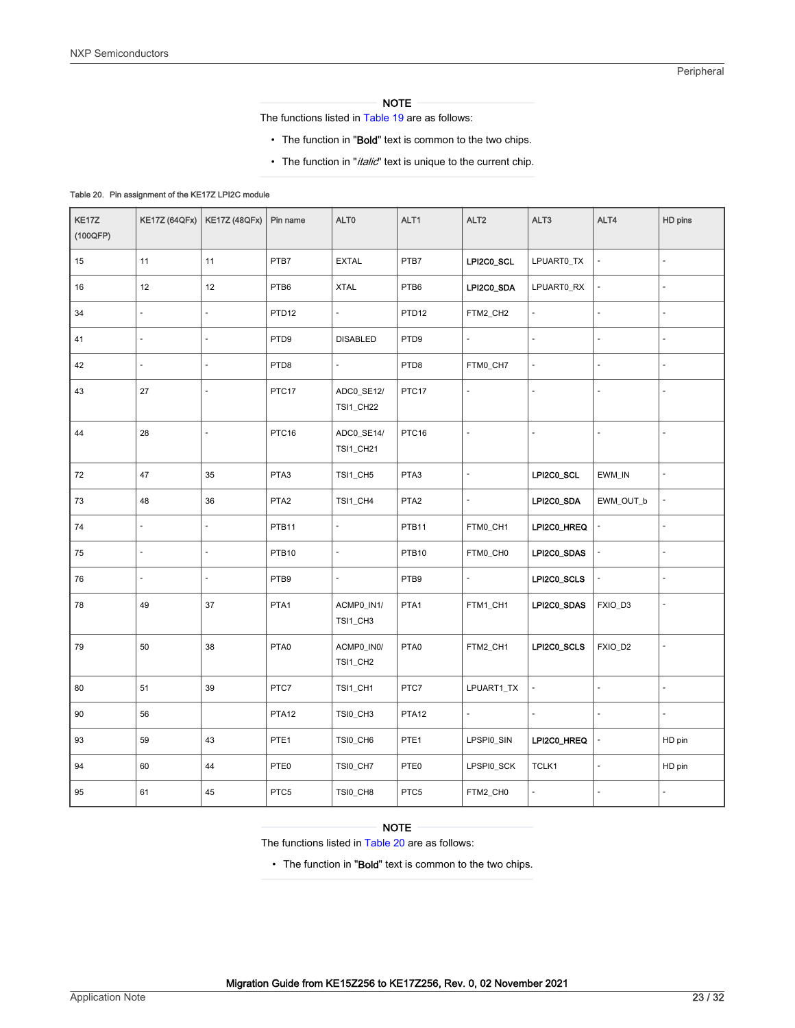**NOTE**

The functions listed in Table 19 are as follows:

- The function in "**Bold**" text is common to the two chips.
- The function in "*italic*" text is unique to the current chip.

Table 20. Pin assignment of the KE17Z LPI2C module

| KE17Z (100QFP) | KE17Z (64QFx) | KE17Z (48QFx) | Pin name | ALT0 | ALT1 | ALT2 | ALT3 | ALT4 | HD pins |
|---|---|---|---|---|---|---|---|---|---|
| 15 | 11 | 11 | PTB7 | EXTAL | PTB7 | **LPI2C0_SCL** | LPUART0_TX | - | - |
| 16 | 12 | 12 | PTB6 | XTAL | PTB6 | **LPI2C0_SDA** | LPUART0_RX | - | - |
| 34 | - | - | PTD12 | - | PTD12 | FTM2_CH2 | - | - | - |
| 41 | - | - | PTD9 | DISABLED | PTD9 | - | - | - | - |
| 42 | - | - | PTD8 | - | PTD8 | FTM0_CH7 | - | - | - |
| 43 | 27 | - | PTC17 | ADC0_SE12/ TSI1_CH22 | PTC17 | - | - | - | - |
| 44 | 28 | - | PTC16 | ADC0_SE14/ TSI1_CH21 | PTC16 | - | - | - | - |
| 72 | 47 | 35 | PTA3 | TSI1_CH5 | PTA3 | - | **LPI2C0_SCL** | EWM_IN | - |
| 73 | 48 | 36 | PTA2 | TSI1_CH4 | PTA2 | - | **LPI2C0_SDA** | EWM_OUT_b | - |
| 74 | - | - | PTB11 | - | PTB11 | FTM0_CH1 | **LPI2C0_HREQ** | - | - |
| 75 | - | - | PTB10 | - | PTB10 | FTM0_CH0 | **LPI2C0_SDAS** | - | - |
| 76 | - | - | PTB9 | - | PTB9 | - | **LPI2C0_SCLS** | - | - |
| 78 | 49 | 37 | PTA1 | ACMP0_IN1/ TSI1_CH3 | PTA1 | FTM1_CH1 | **LPI2C0_SDAS** | FXIO_D3 | - |
| 79 | 50 | 38 | PTA0 | ACMP0_IN0/ TSI1_CH2 | PTA0 | FTM2_CH1 | **LPI2C0_SCLS** | FXIO_D2 | - |
| 80 | 51 | 39 | PTC7 | TSI1_CH1 | PTC7 | LPUART1_TX | - | - | - |
| 90 | 56 | | PTA12 | TSI0_CH3 | PTA12 | - | - | - | - |
| 93 | 59 | 43 | PTE1 | TSI0_CH6 | PTE1 | LPSPI0_SIN | **LPI2C0_HREQ** | - | HD pin |
| 94 | 60 | 44 | PTE0 | TSI0_CH7 | PTE0 | LPSPI0_SCK | TCLK1 | - | HD pin |
| 95 | 61 | 45 | PTC5 | TSI0_CH8 | PTC5 | FTM2_CH0 | - | - | - |

**NOTE**

The functions listed in Table 20 are as follows:

- The function in "**Bold**" text is common to the two chips.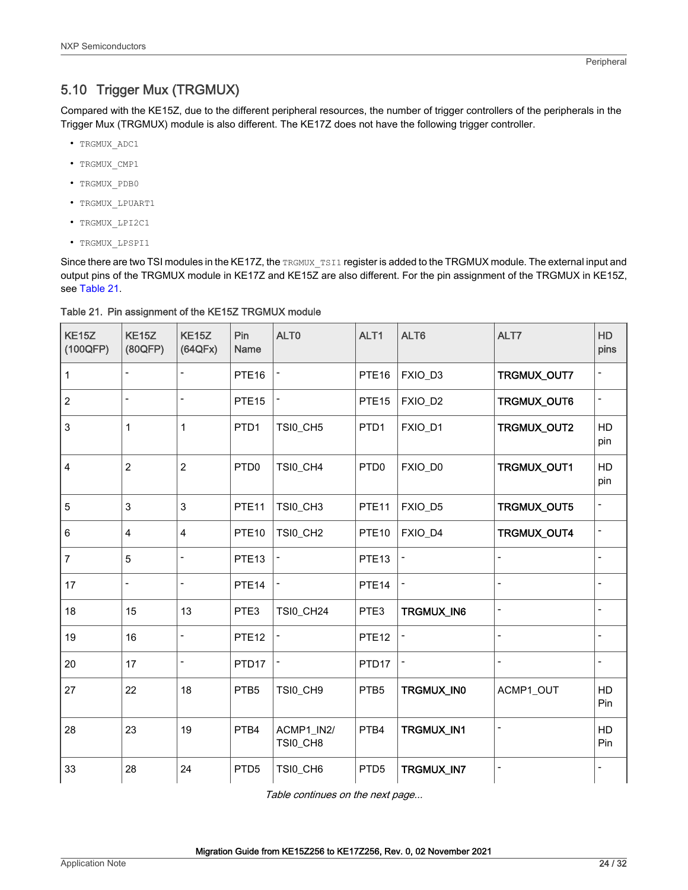## 5.10 Trigger Mux (TRGMUX)

Compared with the KE15Z, due to the different peripheral resources, the number of trigger controllers of the peripherals in the Trigger Mux (TRGMUX) module is also different. The KE17Z does not have the following trigger controller.

- `TRGMUX_ADC1`
- `TRGMUX_CMP1`
- `TRGMUX_PDB0`
- `TRGMUX_LPUART1`
- `TRGMUX_LPI2C1`
- `TRGMUX_LPSPI1`

Since there are two TSI modules in the KE17Z, the `TRGMUX_TSI1` register is added to the TRGMUX module. The external input and output pins of the TRGMUX module in KE17Z and KE15Z are also different. For the pin assignment of the TRGMUX in KE15Z, see Table 21.

Table 21. Pin assignment of the KE15Z TRGMUX module

| KE15Z (100QFP) | KE15Z (80QFP) | KE15Z (64QFx) | Pin Name | ALT0 | ALT1 | ALT6 | ALT7 | HD pins |
|---|---|---|---|---|---|---|---|---|
| 1 | - | - | PTE16 | - | PTE16 | FXIO_D3 | **TRGMUX_OUT7** | - |
| 2 | - | - | PTE15 | - | PTE15 | FXIO_D2 | **TRGMUX_OUT6** | - |
| 3 | 1 | 1 | PTD1 | TSI0_CH5 | PTD1 | FXIO_D1 | **TRGMUX_OUT2** | HD pin |
| 4 | 2 | 2 | PTD0 | TSI0_CH4 | PTD0 | FXIO_D0 | **TRGMUX_OUT1** | HD pin |
| 5 | 3 | 3 | PTE11 | TSI0_CH3 | PTE11 | FXIO_D5 | **TRGMUX_OUT5** | - |
| 6 | 4 | 4 | PTE10 | TSI0_CH2 | PTE10 | FXIO_D4 | **TRGMUX_OUT4** | - |
| 7 | 5 | - | PTE13 | - | PTE13 | - | - | - |
| 17 | - | - | PTE14 | - | PTE14 | - | - | - |
| 18 | 15 | 13 | PTE3 | TSI0_CH24 | PTE3 | **TRGMUX_IN6** | - | - |
| 19 | 16 | - | PTE12 | - | PTE12 | - | - | - |
| 20 | 17 | - | PTD17 | - | PTD17 | - | - | - |
| 27 | 22 | 18 | PTB5 | TSI0_CH9 | PTB5 | **TRGMUX_IN0** | ACMP1_OUT | HD Pin |
| 28 | 23 | 19 | PTB4 | ACMP1_IN2/ TSI0_CH8 | PTB4 | **TRGMUX_IN1** | - | HD Pin |
| 33 | 28 | 24 | PTD5 | TSI0_CH6 | PTD5 | **TRGMUX_IN7** | - | - |

*Table continues on the next page...*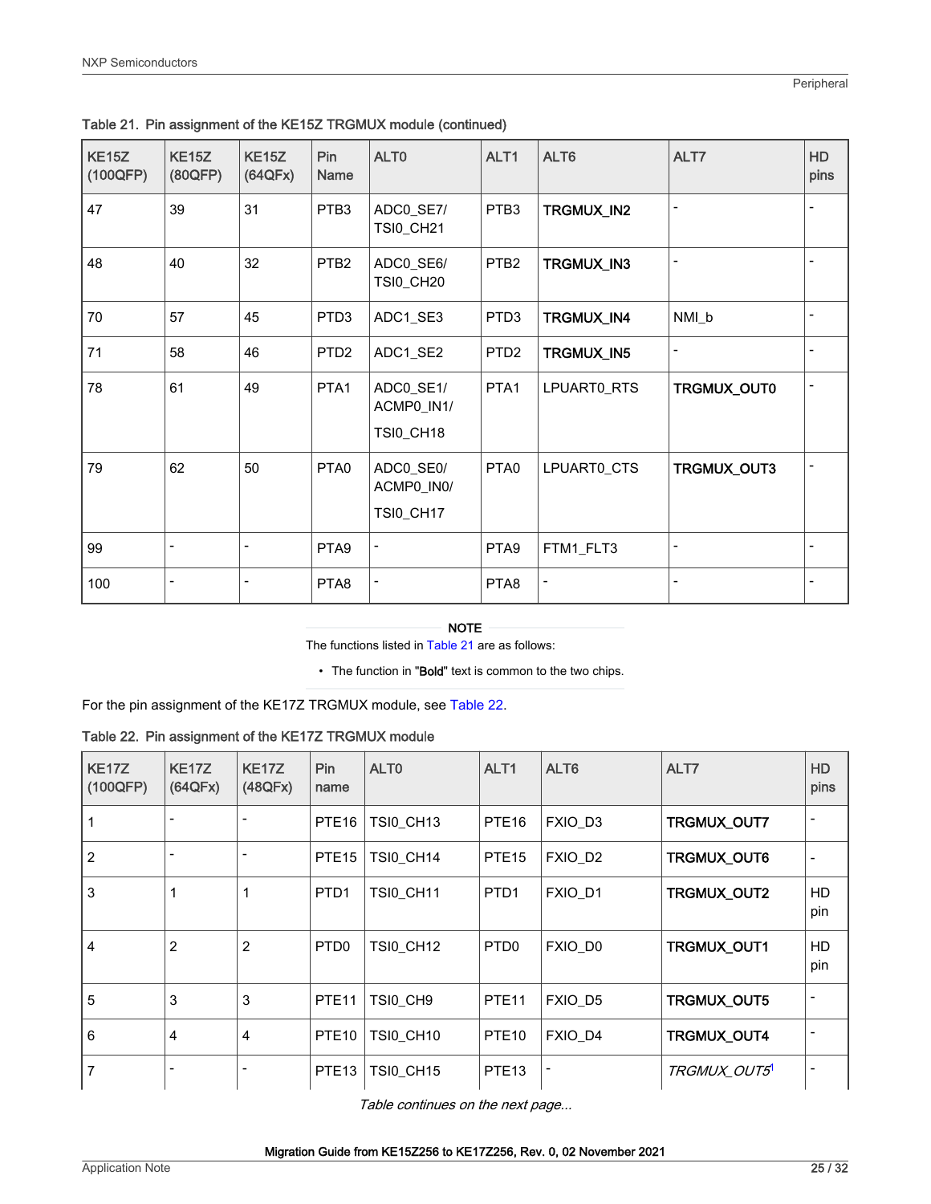Table 21. Pin assignment of the KE15Z TRGMUX module (continued)

| KE15Z (100QFP) | KE15Z (80QFP) | KE15Z (64QFx) | Pin Name | ALT0 | ALT1 | ALT6 | ALT7 | HD pins |
|---|---|---|---|---|---|---|---|---|
| 47 | 39 | 31 | PTB3 | ADC0_SE7/ TSI0_CH21 | PTB3 | **TRGMUX_IN2** | - | - |
| 48 | 40 | 32 | PTB2 | ADC0_SE6/ TSI0_CH20 | PTB2 | **TRGMUX_IN3** | - | - |
| 70 | 57 | 45 | PTD3 | ADC1_SE3 | PTD3 | **TRGMUX_IN4** | NMI_b | - |
| 71 | 58 | 46 | PTD2 | ADC1_SE2 | PTD2 | **TRGMUX_IN5** | - | - |
| 78 | 61 | 49 | PTA1 | ADC0_SE1/ ACMP0_IN1/ TSI0_CH18 | PTA1 | LPUART0_RTS | **TRGMUX_OUT0** | - |
| 79 | 62 | 50 | PTA0 | ADC0_SE0/ ACMP0_IN0/ TSI0_CH17 | PTA0 | LPUART0_CTS | **TRGMUX_OUT3** | - |
| 99 | - | - | PTA9 | - | PTA9 | FTM1_FLT3 | - | - |
| 100 | - | - | PTA8 | - | PTA8 | - | - | - |

**NOTE**

The functions listed in Table 21 are as follows:

- The function in "**Bold**" text is common to the two chips.

For the pin assignment of the KE17Z TRGMUX module, see Table 22.

Table 22. Pin assignment of the KE17Z TRGMUX module

| KE17Z (100QFP) | KE17Z (64QFx) | KE17Z (48QFx) | Pin name | ALT0 | ALT1 | ALT6 | ALT7 | HD pins |
|---|---|---|---|---|---|---|---|---|
| 1 | - | - | PTE16 | TSI0_CH13 | PTE16 | FXIO_D3 | **TRGMUX_OUT7** | - |
| 2 | - | - | PTE15 | TSI0_CH14 | PTE15 | FXIO_D2 | **TRGMUX_OUT6** | - |
| 3 | 1 | 1 | PTD1 | TSI0_CH11 | PTD1 | FXIO_D1 | **TRGMUX_OUT2** | HD pin |
| 4 | 2 | 2 | PTD0 | TSI0_CH12 | PTD0 | FXIO_D0 | **TRGMUX_OUT1** | HD pin |
| 5 | 3 | 3 | PTE11 | TSI0_CH9 | PTE11 | FXIO_D5 | **TRGMUX_OUT5** | - |
| 6 | 4 | 4 | PTE10 | TSI0_CH10 | PTE10 | FXIO_D4 | **TRGMUX_OUT4** | - |
| 7 | - | - | PTE13 | TSI0_CH15 | PTE13 | - | *TRGMUX_OUT5*[1] | - |

*Table continues on the next page...*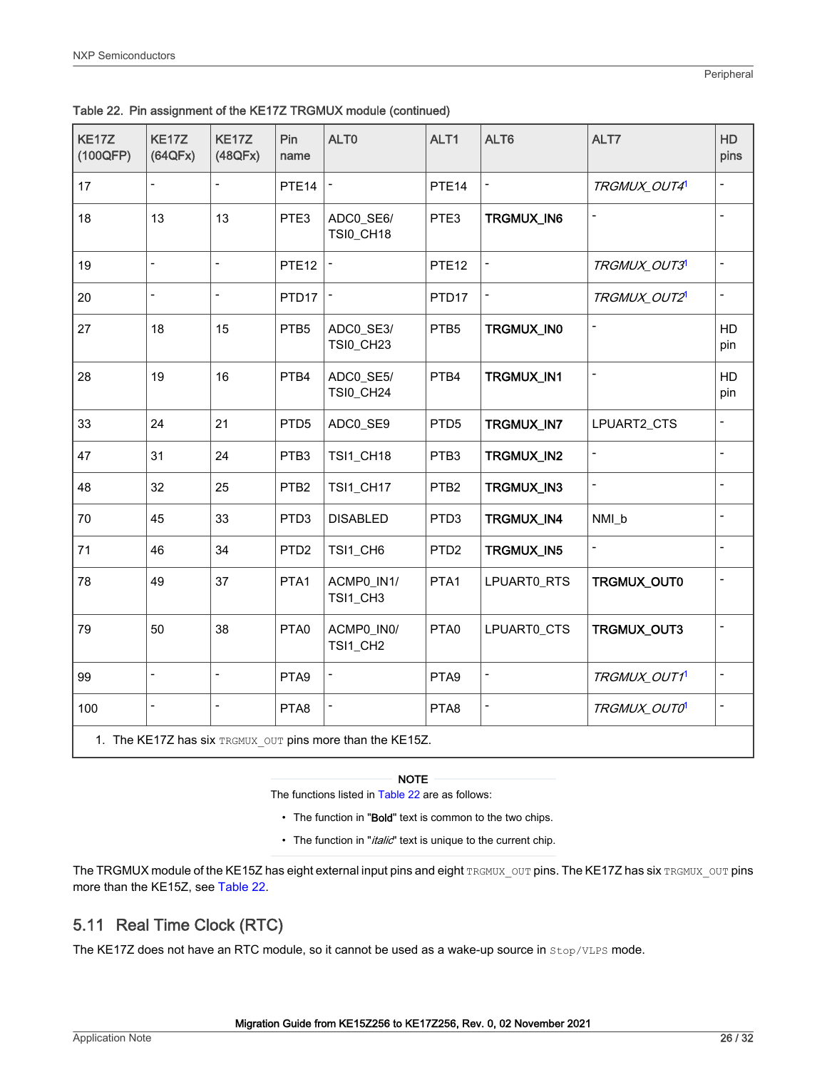Table 22. Pin assignment of the KE17Z TRGMUX module (continued)

| KE17Z (100QFP) | KE17Z (64QFx) | KE17Z (48QFx) | Pin name | ALT0 | ALT1 | ALT6 | ALT7 | HD pins |
|---|---|---|---|---|---|---|---|---|
| 17 | - | - | PTE14 | - | PTE14 | - | *TRGMUX_OUT4*[1] | - |
| 18 | 13 | 13 | PTE3 | ADC0_SE6/ TSI0_CH18 | PTE3 | **TRGMUX_IN6** | - | - |
| 19 | - | - | PTE12 | - | PTE12 | - | *TRGMUX_OUT3*[1] | - |
| 20 | - | - | PTD17 | - | PTD17 | - | *TRGMUX_OUT2*[1] | - |
| 27 | 18 | 15 | PTB5 | ADC0_SE3/ TSI0_CH23 | PTB5 | **TRGMUX_IN0** | - | HD pin |
| 28 | 19 | 16 | PTB4 | ADC0_SE5/ TSI0_CH24 | PTB4 | **TRGMUX_IN1** | - | HD pin |
| 33 | 24 | 21 | PTD5 | ADC0_SE9 | PTD5 | **TRGMUX_IN7** | LPUART2_CTS | - |
| 47 | 31 | 24 | PTB3 | TSI1_CH18 | PTB3 | **TRGMUX_IN2** | - | - |
| 48 | 32 | 25 | PTB2 | TSI1_CH17 | PTB2 | **TRGMUX_IN3** | - | - |
| 70 | 45 | 33 | PTD3 | DISABLED | PTD3 | **TRGMUX_IN4** | NMI_b | - |
| 71 | 46 | 34 | PTD2 | TSI1_CH6 | PTD2 | **TRGMUX_IN5** | - | - |
| 78 | 49 | 37 | PTA1 | ACMP0_IN1/ TSI1_CH3 | PTA1 | LPUART0_RTS | **TRGMUX_OUT0** | - |
| 79 | 50 | 38 | PTA0 | ACMP0_IN0/ TSI1_CH2 | PTA0 | LPUART0_CTS | **TRGMUX_OUT3** | - |
| 99 | - | - | PTA9 | - | PTA9 | - | *TRGMUX_OUT1*[1] | - |
| 100 | - | - | PTA8 | - | PTA8 | - | *TRGMUX_OUT0*[1] | - |

1. The KE17Z has six TRGMUX_OUT pins more than the KE15Z.

**NOTE**

The functions listed in Table 22 are as follows:

- The function in "**Bold**" text is common to the two chips.
- The function in "*italic*" text is unique to the current chip.

The TRGMUX module of the KE15Z has eight external input pins and eight TRGMUX_OUT pins. The KE17Z has six TRGMUX_OUT pins more than the KE15Z, see Table 22.

## 5.11 Real Time Clock (RTC)

The KE17Z does not have an RTC module, so it cannot be used as a wake-up source in Stop/VLPS mode.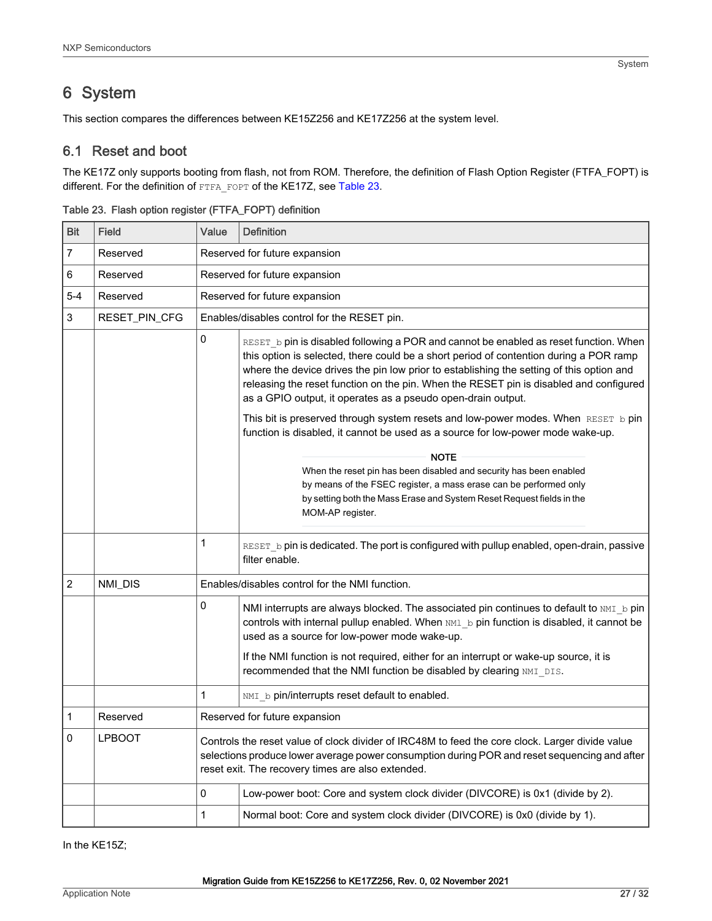# 6 System

This section compares the differences between KE15Z256 and KE17Z256 at the system level.

## 6.1 Reset and boot

The KE17Z only supports booting from flash, not from ROM. Therefore, the definition of Flash Option Register (FTFA_FOPT) is different. For the definition of `FTFA_FOPT` of the KE17Z, see Table 23.

Table 23. Flash option register (FTFA_FOPT) definition

| Bit | Field | Value | Definition |
|---|---|---|---|
| 7 | Reserved | Reserved for future expansion | |
| 6 | Reserved | Reserved for future expansion | |
| 5-4 | Reserved | Reserved for future expansion | |
| 3 | RESET_PIN_CFG | Enables/disables control for the RESET pin. | |
| | | 0 | `RESET_b` pin is disabled following a POR and cannot be enabled as reset function. When this option is selected, there could be a short period of contention during a POR ramp where the device drives the pin low prior to establishing the setting of this option and releasing the reset function on the pin. When the RESET pin is disabled and configured as a GPIO output, it operates as a pseudo open-drain output.<br><br>This bit is preserved through system resets and low-power modes. When `RESET b` pin function is disabled, it cannot be used as a source for low-power mode wake-up.<br><br>**NOTE**<br>When the reset pin has been disabled and security has been enabled by means of the FSEC register, a mass erase can be performed only by setting both the Mass Erase and System Reset Request fields in the MOM-AP register. |
| | | 1 | `RESET_b` pin is dedicated. The port is configured with pullup enabled, open-drain, passive filter enable. |
| 2 | NMI_DIS | Enables/disables control for the NMI function. | |
| | | 0 | NMI interrupts are always blocked. The associated pin continues to default to `NMI_b` pin controls with internal pullup enabled. When `NMI_b` pin function is disabled, it cannot be used as a source for low-power mode wake-up.<br><br>If the NMI function is not required, either for an interrupt or wake-up source, it is recommended that the NMI function be disabled by clearing `NMI_DIS`. |
| | | 1 | `NMI_b` pin/interrupts reset default to enabled. |
| 1 | Reserved | Reserved for future expansion | |
| 0 | LPBOOT | Controls the reset value of clock divider of IRC48M to feed the core clock. Larger divide value selections produce lower average power consumption during POR and reset sequencing and after reset exit. The recovery times are also extended. | |
| | | 0 | Low-power boot: Core and system clock divider (DIVCORE) is 0x1 (divide by 2). |
| | | 1 | Normal boot: Core and system clock divider (DIVCORE) is 0x0 (divide by 1). |

In the KE15Z;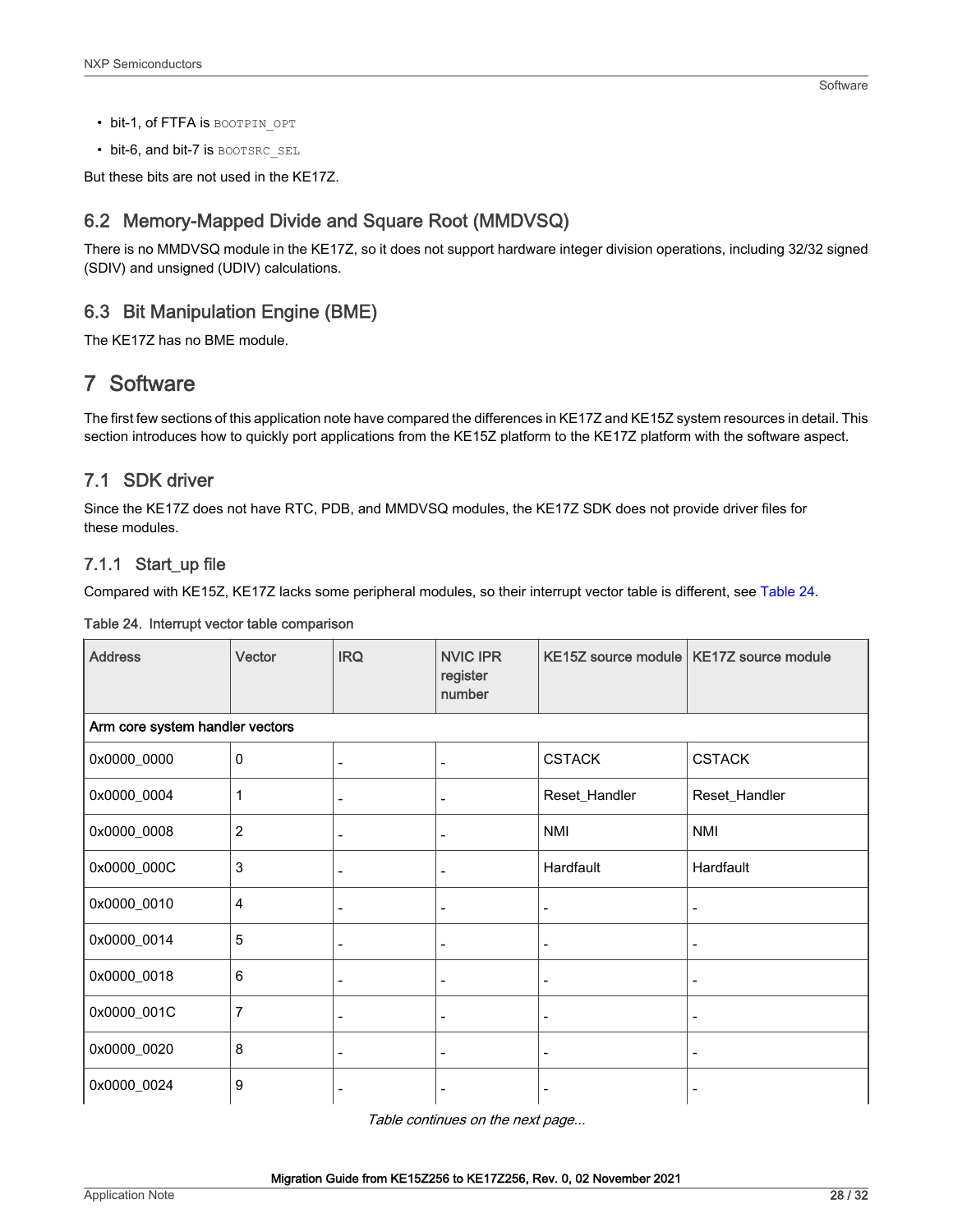- bit-1, of FTFA is `BOOTPIN_OPT`
- bit-6, and bit-7 is `BOOTSRC_SEL`

But these bits are not used in the KE17Z.

### 6.2 Memory-Mapped Divide and Square Root (MMDVSQ)

There is no MMDVSQ module in the KE17Z, so it does not support hardware integer division operations, including 32/32 signed (SDIV) and unsigned (UDIV) calculations.

### 6.3 Bit Manipulation Engine (BME)

The KE17Z has no BME module.

## 7 Software

The first few sections of this application note have compared the differences in KE17Z and KE15Z system resources in detail. This section introduces how to quickly port applications from the KE15Z platform to the KE17Z platform with the software aspect.

### 7.1 SDK driver

Since the KE17Z does not have RTC, PDB, and MMDVSQ modules, the KE17Z SDK does not provide driver files for these modules.

#### 7.1.1 Start_up file

Compared with KE15Z, KE17Z lacks some peripheral modules, so their interrupt vector table is different, see Table 24.

Table 24. Interrupt vector table comparison

| Address | Vector | IRQ | NVIC IPR register number | KE15Z source module | KE17Z source module |
|---|---|---|---|---|---|
| Arm core system handler vectors | | | | | |
| 0x0000_0000 | 0 | - | - | CSTACK | CSTACK |
| 0x0000_0004 | 1 | - | - | Reset_Handler | Reset_Handler |
| 0x0000_0008 | 2 | - | - | NMI | NMI |
| 0x0000_000C | 3 | - | - | Hardfault | Hardfault |
| 0x0000_0010 | 4 | - | - | - | - |
| 0x0000_0014 | 5 | - | - | - | - |
| 0x0000_0018 | 6 | - | - | - | - |
| 0x0000_001C | 7 | - | - | - | - |
| 0x0000_0020 | 8 | - | - | - | - |
| 0x0000_0024 | 9 | - | - | - | - |

*Table continues on the next page...*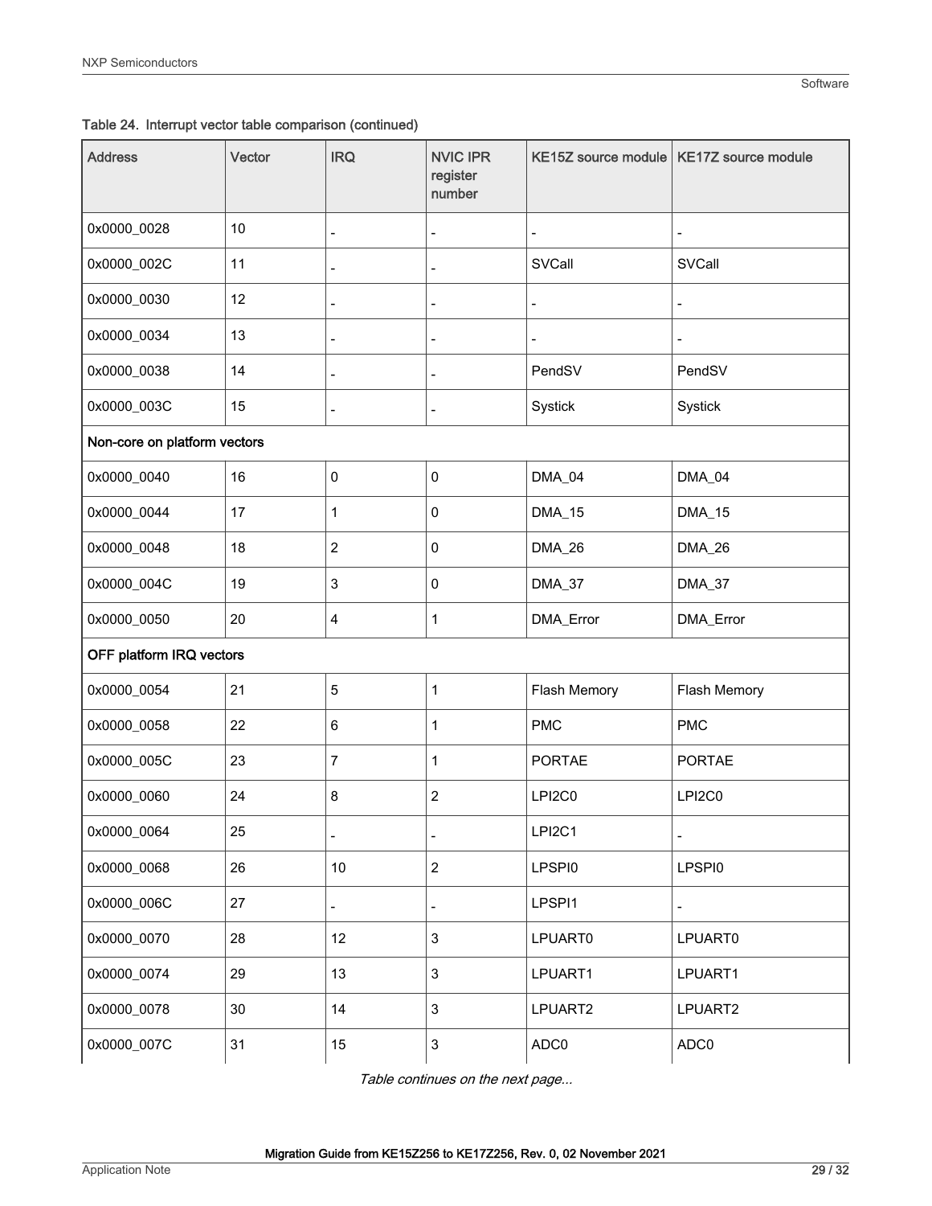Table 24. Interrupt vector table comparison (continued)

| Address | Vector | IRQ | NVIC IPR register number | KE15Z source module | KE17Z source module |
|---|---|---|---|---|---|
| 0x0000_0028 | 10 | - | - | - | - |
| 0x0000_002C | 11 | - | - | SVCall | SVCall |
| 0x0000_0030 | 12 | - | - | - | - |
| 0x0000_0034 | 13 | - | - | - | - |
| 0x0000_0038 | 14 | - | - | PendSV | PendSV |
| 0x0000_003C | 15 | - | - | Systick | Systick |
| Non-core on platform vectors | | | | | |
| 0x0000_0040 | 16 | 0 | 0 | DMA_04 | DMA_04 |
| 0x0000_0044 | 17 | 1 | 0 | DMA_15 | DMA_15 |
| 0x0000_0048 | 18 | 2 | 0 | DMA_26 | DMA_26 |
| 0x0000_004C | 19 | 3 | 0 | DMA_37 | DMA_37 |
| 0x0000_0050 | 20 | 4 | 1 | DMA_Error | DMA_Error |
| OFF platform IRQ vectors | | | | | |
| 0x0000_0054 | 21 | 5 | 1 | Flash Memory | Flash Memory |
| 0x0000_0058 | 22 | 6 | 1 | PMC | PMC |
| 0x0000_005C | 23 | 7 | 1 | PORTAE | PORTAE |
| 0x0000_0060 | 24 | 8 | 2 | LPI2C0 | LPI2C0 |
| 0x0000_0064 | 25 | - | - | LPI2C1 | - |
| 0x0000_0068 | 26 | 10 | 2 | LPSPI0 | LPSPI0 |
| 0x0000_006C | 27 | - | - | LPSPI1 | - |
| 0x0000_0070 | 28 | 12 | 3 | LPUART0 | LPUART0 |
| 0x0000_0074 | 29 | 13 | 3 | LPUART1 | LPUART1 |
| 0x0000_0078 | 30 | 14 | 3 | LPUART2 | LPUART2 |
| 0x0000_007C | 31 | 15 | 3 | ADC0 | ADC0 |

*Table continues on the next page...*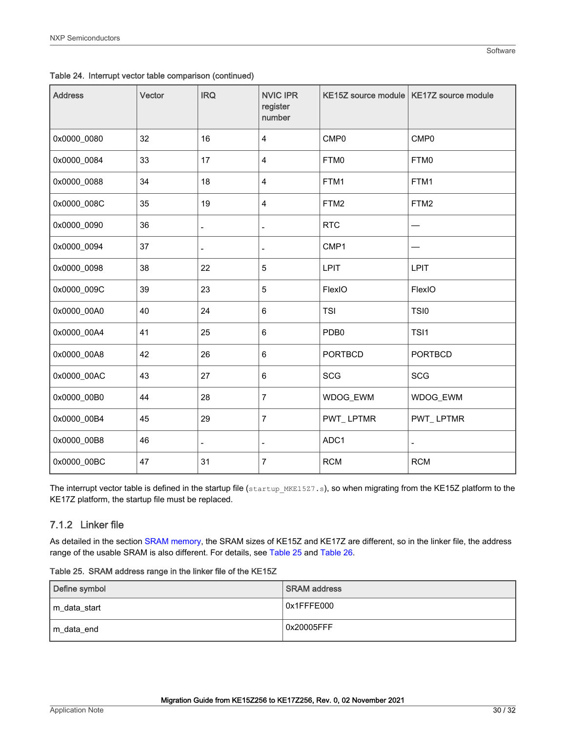Table 24. Interrupt vector table comparison (continued)

| Address | Vector | IRQ | NVIC IPR register number | KE15Z source module | KE17Z source module |
|---|---|---|---|---|---|
| 0x0000_0080 | 32 | 16 | 4 | CMP0 | CMP0 |
| 0x0000_0084 | 33 | 17 | 4 | FTM0 | FTM0 |
| 0x0000_0088 | 34 | 18 | 4 | FTM1 | FTM1 |
| 0x0000_008C | 35 | 19 | 4 | FTM2 | FTM2 |
| 0x0000_0090 | 36 | - | - | RTC | — |
| 0x0000_0094 | 37 | - | - | CMP1 | — |
| 0x0000_0098 | 38 | 22 | 5 | LPIT | LPIT |
| 0x0000_009C | 39 | 23 | 5 | FlexIO | FlexIO |
| 0x0000_00A0 | 40 | 24 | 6 | TSI | TSI0 |
| 0x0000_00A4 | 41 | 25 | 6 | PDB0 | TSI1 |
| 0x0000_00A8 | 42 | 26 | 6 | PORTBCD | PORTBCD |
| 0x0000_00AC | 43 | 27 | 6 | SCG | SCG |
| 0x0000_00B0 | 44 | 28 | 7 | WDOG_EWM | WDOG_EWM |
| 0x0000_00B4 | 45 | 29 | 7 | PWT_ LPTMR | PWT_ LPTMR |
| 0x0000_00B8 | 46 | - | - | ADC1 | - |
| 0x0000_00BC | 47 | 31 | 7 | RCM | RCM |

The interrupt vector table is defined in the startup file (`startup_MKE15Z7.s`), so when migrating from the KE15Z platform to the KE17Z platform, the startup file must be replaced.

### 7.1.2 Linker file

As detailed in the section SRAM memory, the SRAM sizes of KE15Z and KE17Z are different, so in the linker file, the address range of the usable SRAM is also different. For details, see Table 25 and Table 26.

Table 25. SRAM address range in the linker file of the KE15Z

| Define symbol | SRAM address |
|---|---|
| m_data_start | 0x1FFFE000 |
| m_data_end | 0x20005FFF |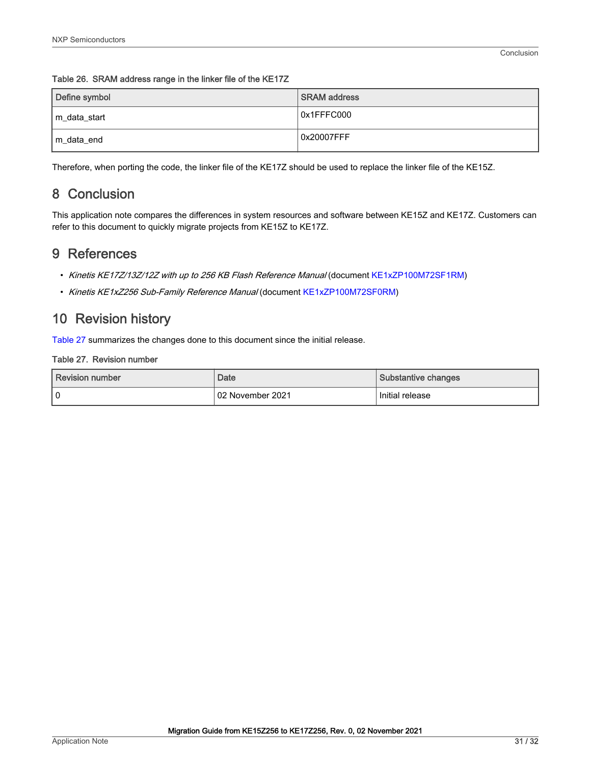Table 26. SRAM address range in the linker file of the KE17Z

| Define symbol | SRAM address |
| --- | --- |
| m_data_start | 0x1FFFC000 |
| m_data_end | 0x20007FFF |

Therefore, when porting the code, the linker file of the KE17Z should be used to replace the linker file of the KE15Z.

## 8 Conclusion

This application note compares the differences in system resources and software between KE15Z and KE17Z. Customers can refer to this document to quickly migrate projects from KE15Z to KE17Z.

## 9 References

- *Kinetis KE17Z/13Z/12Z with up to 256 KB Flash Reference Manual* (document KE1xZP100M72SF1RM)
- *Kinetis KE1xZ256 Sub-Family Reference Manual* (document KE1xZP100M72SF0RM)

## 10 Revision history

Table 27 summarizes the changes done to this document since the initial release.

Table 27. Revision number

| Revision number | Date | Substantive changes |
| --- | --- | --- |
| 0 | 02 November 2021 | Initial release |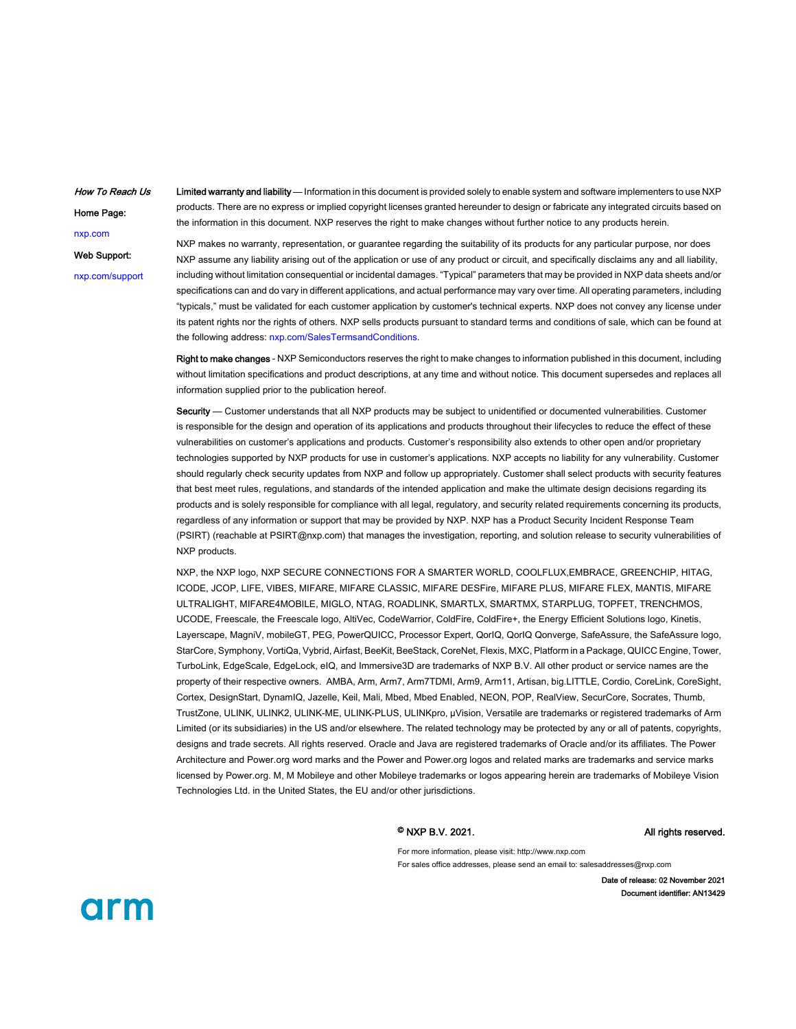*How To Reach Us*

**Home Page:**

nxp.com

**Web Support:**

nxp.com/support

**Limited warranty and liability** — Information in this document is provided solely to enable system and software implementers to use NXP products. There are no express or implied copyright licenses granted hereunder to design or fabricate any integrated circuits based on the information in this document. NXP reserves the right to make changes without further notice to any products herein.

NXP makes no warranty, representation, or guarantee regarding the suitability of its products for any particular purpose, nor does NXP assume any liability arising out of the application or use of any product or circuit, and specifically disclaims any and all liability, including without limitation consequential or incidental damages. “Typical” parameters that may be provided in NXP data sheets and/or specifications can and do vary in different applications, and actual performance may vary over time. All operating parameters, including “typicals,” must be validated for each customer application by customer's technical experts. NXP does not convey any license under its patent rights nor the rights of others. NXP sells products pursuant to standard terms and conditions of sale, which can be found at the following address: nxp.com/SalesTermsandConditions.

**Right to make changes** - NXP Semiconductors reserves the right to make changes to information published in this document, including without limitation specifications and product descriptions, at any time and without notice. This document supersedes and replaces all information supplied prior to the publication hereof.

**Security** — Customer understands that all NXP products may be subject to unidentified or documented vulnerabilities. Customer is responsible for the design and operation of its applications and products throughout their lifecycles to reduce the effect of these vulnerabilities on customer’s applications and products. Customer’s responsibility also extends to other open and/or proprietary technologies supported by NXP products for use in customer’s applications. NXP accepts no liability for any vulnerability. Customer should regularly check security updates from NXP and follow up appropriately. Customer shall select products with security features that best meet rules, regulations, and standards of the intended application and make the ultimate design decisions regarding its products and is solely responsible for compliance with all legal, regulatory, and security related requirements concerning its products, regardless of any information or support that may be provided by NXP. NXP has a Product Security Incident Response Team (PSIRT) (reachable at PSIRT@nxp.com) that manages the investigation, reporting, and solution release to security vulnerabilities of NXP products.

NXP, the NXP logo, NXP SECURE CONNECTIONS FOR A SMARTER WORLD, COOLFLUX,EMBRACE, GREENCHIP, HITAG, ICODE, JCOP, LIFE, VIBES, MIFARE, MIFARE CLASSIC, MIFARE DESFire, MIFARE PLUS, MIFARE FLEX, MANTIS, MIFARE ULTRALIGHT, MIFARE4MOBILE, MIGLO, NTAG, ROADLINK, SMARTLX, SMARTMX, STARPLUG, TOPFET, TRENCHMOS, UCODE, Freescale, the Freescale logo, AltiVec, CodeWarrior, ColdFire, ColdFire+, the Energy Efficient Solutions logo, Kinetis, Layerscape, MagniV, mobileGT, PEG, PowerQUICC, Processor Expert, QorIQ, QorIQ Qonverge, SafeAssure, the SafeAssure logo, StarCore, Symphony, VortiQa, Vybrid, Airfast, BeeKit, BeeStack, CoreNet, Flexis, MXC, Platform in a Package, QUICC Engine, Tower, TurboLink, EdgeScale, EdgeLock, eIQ, and Immersive3D are trademarks of NXP B.V. All other product or service names are the property of their respective owners. AMBA, Arm, Arm7, Arm7TDMI, Arm9, Arm11, Artisan, big.LITTLE, Cordio, CoreLink, CoreSight, Cortex, DesignStart, DynamIQ, Jazelle, Keil, Mali, Mbed, Mbed Enabled, NEON, POP, RealView, SecurCore, Socrates, Thumb, TrustZone, ULINK, ULINK2, ULINK-ME, ULINK-PLUS, ULINKpro, μVision, Versatile are trademarks or registered trademarks of Arm Limited (or its subsidiaries) in the US and/or elsewhere. The related technology may be protected by any or all of patents, copyrights, designs and trade secrets. All rights reserved. Oracle and Java are registered trademarks of Oracle and/or its affiliates. The Power Architecture and Power.org word marks and the Power and Power.org logos and related marks are trademarks and service marks licensed by Power.org. M, M Mobileye and other Mobileye trademarks or logos appearing herein are trademarks of Mobileye Vision Technologies Ltd. in the United States, the EU and/or other jurisdictions.

**© NXP B.V. 2021. All rights reserved.**

For more information, please visit: http://www.nxp.com

For sales office addresses, please send an email to: salesaddresses@nxp.com

**Date of release: 02 November 2021**

**Document identifier: AN13429**

arm